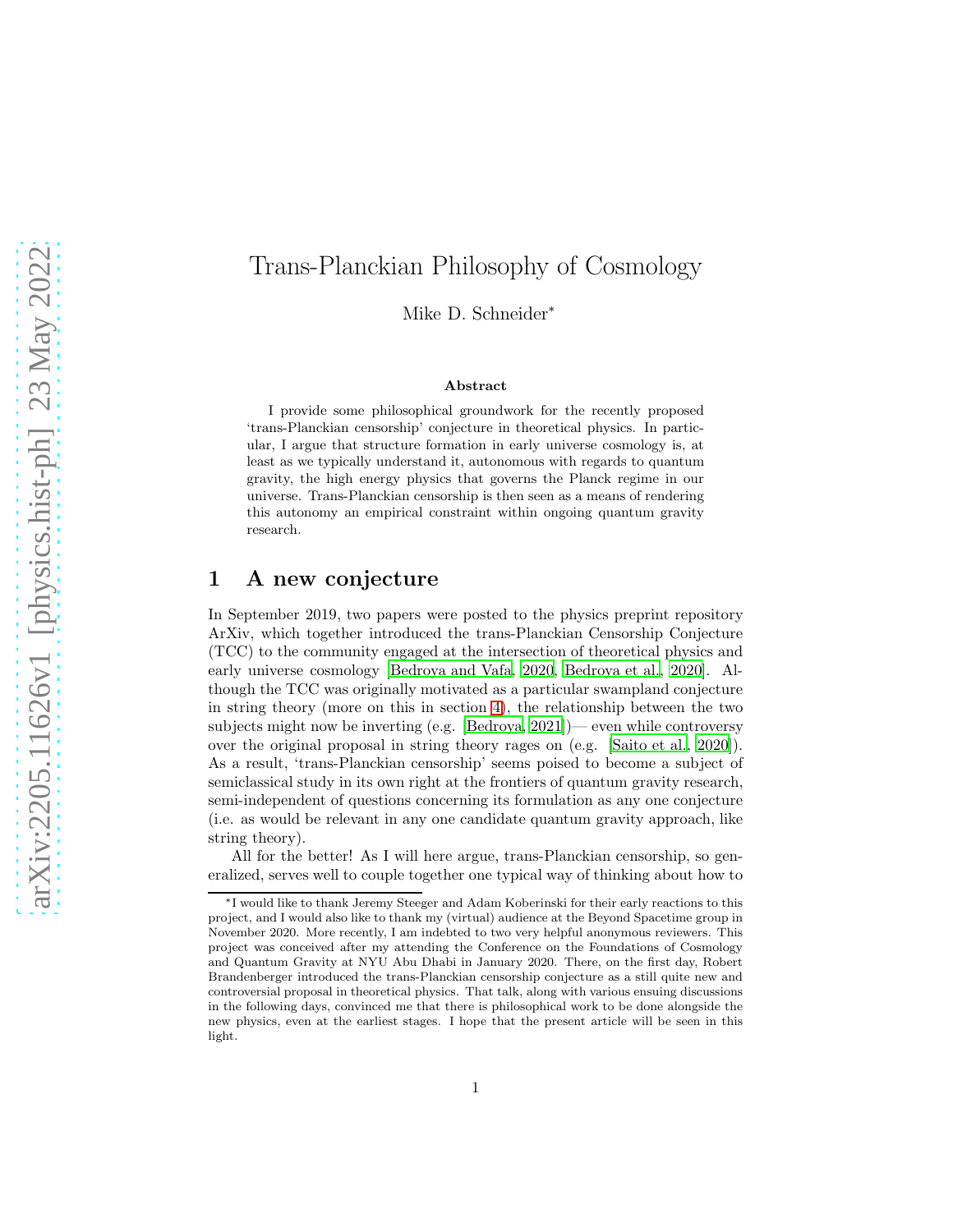# Trans-Planckian Philosophy of Cosmology

Mike D. Schneider*

### Abstract

I provide some philosophical groundwork for the recently proposed 'trans-Planckian censorship' conjecture in theoretical physics. In particular, I argue that structure formation in early universe cosmology is, at least as we typically understand it, autonomous with regards to quantum gravity, the high energy physics that governs the Planck regime in our universe. Trans-Planckian censorship is then seen as a means of rendering this autonomy an empirical constraint within ongoing quantum gravity research.

## 1 A new conjecture

In September 2019, two papers were posted to the physics preprint repository ArXiv, which together introduced the trans-Planckian Censorship Conjecture (TCC) to the community engaged at the intersection of theoretical physics and early universe cosmology [Bedroya and Vafa, 2020, Bedroya et al., 2020]. Although the TCC was originally motivated as a particular swampland conjecture in string theory (more on this in section 4), the relationship between the two subjects might now be inverting (e.g. [Bedroya, 2021])— even while controversy over the original proposal in string theory rages on (e.g. [Saito et al., 2020]). As a result, 'trans-Planckian censorship' seems poised to become a subject of semiclassical study in its own right at the frontiers of quantum gravity research, semi-independent of questions concerning its formulation as any one conjecture (i.e. as would be relevant in any one candidate quantum gravity approach, like string theory).

All for the better! As I will here argue, trans-Planckian censorship, so generalized, serves well to couple together one typical way of thinking about how to

*I would like to thank Jeremy Steeger and Adam Koberinski for their early reactions to this project, and I would also like to thank my (virtual) audience at the Beyond Spacetime group in November 2020. More recently, I am indebted to two very helpful anonymous reviewers. This project was conceived after my attending the Conference on the Foundations of Cosmology and Quantum Gravity at NYU Abu Dhabi in January 2020. There, on the first day, Robert Brandenberger introduced the trans-Planckian censorship conjecture as a still quite new and controversial proposal in theoretical physics. That talk, along with various ensuing discussions in the following days, convinced me that there is philosophical work to be done alongside the new physics, even at the earliest stages. I hope that the present article will be seen in this light.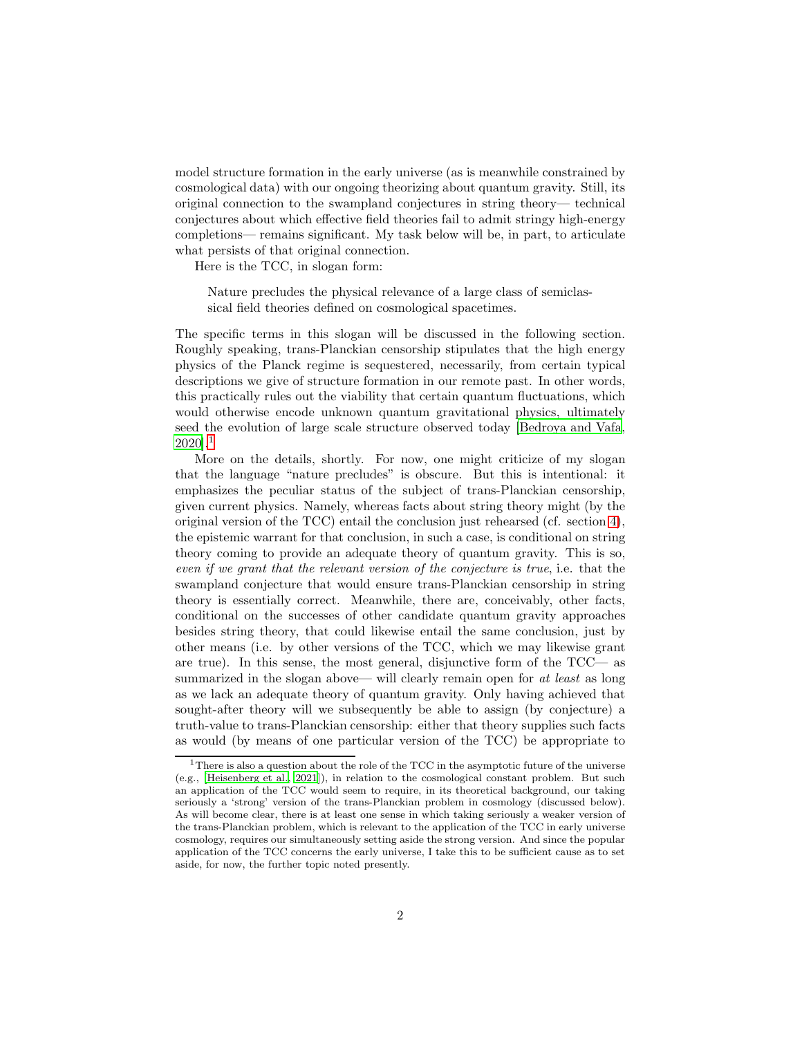model structure formation in the early universe (as is meanwhile constrained by cosmological data) with our ongoing theorizing about quantum gravity. Still, its original connection to the swampland conjectures in string theory— technical conjectures about which effective field theories fail to admit stringy high-energy completions— remains significant. My task below will be, in part, to articulate what persists of that original connection.

Here is the TCC, in slogan form:

> Nature precludes the physical relevance of a large class of semiclassical field theories defined on cosmological spacetimes.

The specific terms in this slogan will be discussed in the following section. Roughly speaking, trans-Planckian censorship stipulates that the high energy physics of the Planck regime is sequestered, necessarily, from certain typical descriptions we give of structure formation in our remote past. In other words, this practically rules out the viability that certain quantum fluctuations, which would otherwise encode unknown quantum gravitational physics, ultimately seed the evolution of large scale structure observed today [Bedroya and Vafa, 2020].[1]

More on the details, shortly. For now, one might criticize of my slogan that the language "nature precludes" is obscure. But this is intentional: it emphasizes the peculiar status of the subject of trans-Planckian censorship, given current physics. Namely, whereas facts about string theory might (by the original version of the TCC) entail the conclusion just rehearsed (cf. section 4), the epistemic warrant for that conclusion, in such a case, is conditional on string theory coming to provide an adequate theory of quantum gravity. This is so, *even if we grant that the relevant version of the conjecture is true*, i.e. that the swampland conjecture that would ensure trans-Planckian censorship in string theory is essentially correct. Meanwhile, there are, conceivably, other facts, conditional on the successes of other candidate quantum gravity approaches besides string theory, that could likewise entail the same conclusion, just by other means (i.e. by other versions of the TCC, which we may likewise grant are true). In this sense, the most general, disjunctive form of the TCC— as summarized in the slogan above— will clearly remain open for *at least* as long as we lack an adequate theory of quantum gravity. Only having achieved that sought-after theory will we subsequently be able to assign (by conjecture) a truth-value to trans-Planckian censorship: either that theory supplies such facts as would (by means of one particular version of the TCC) be appropriate to

[1] There is also a question about the role of the TCC in the asymptotic future of the universe (e.g., [Heisenberg et al., 2021]), in relation to the cosmological constant problem. But such an application of the TCC would seem to require, in its theoretical background, our taking seriously a 'strong' version of the trans-Planckian problem in cosmology (discussed below). As will become clear, there is at least one sense in which taking seriously a weaker version of the trans-Planckian problem, which is relevant to the application of the TCC in early universe cosmology, requires our simultaneously setting aside the strong version. And since the popular application of the TCC concerns the early universe, I take this to be sufficient cause as to set aside, for now, the further topic noted presently.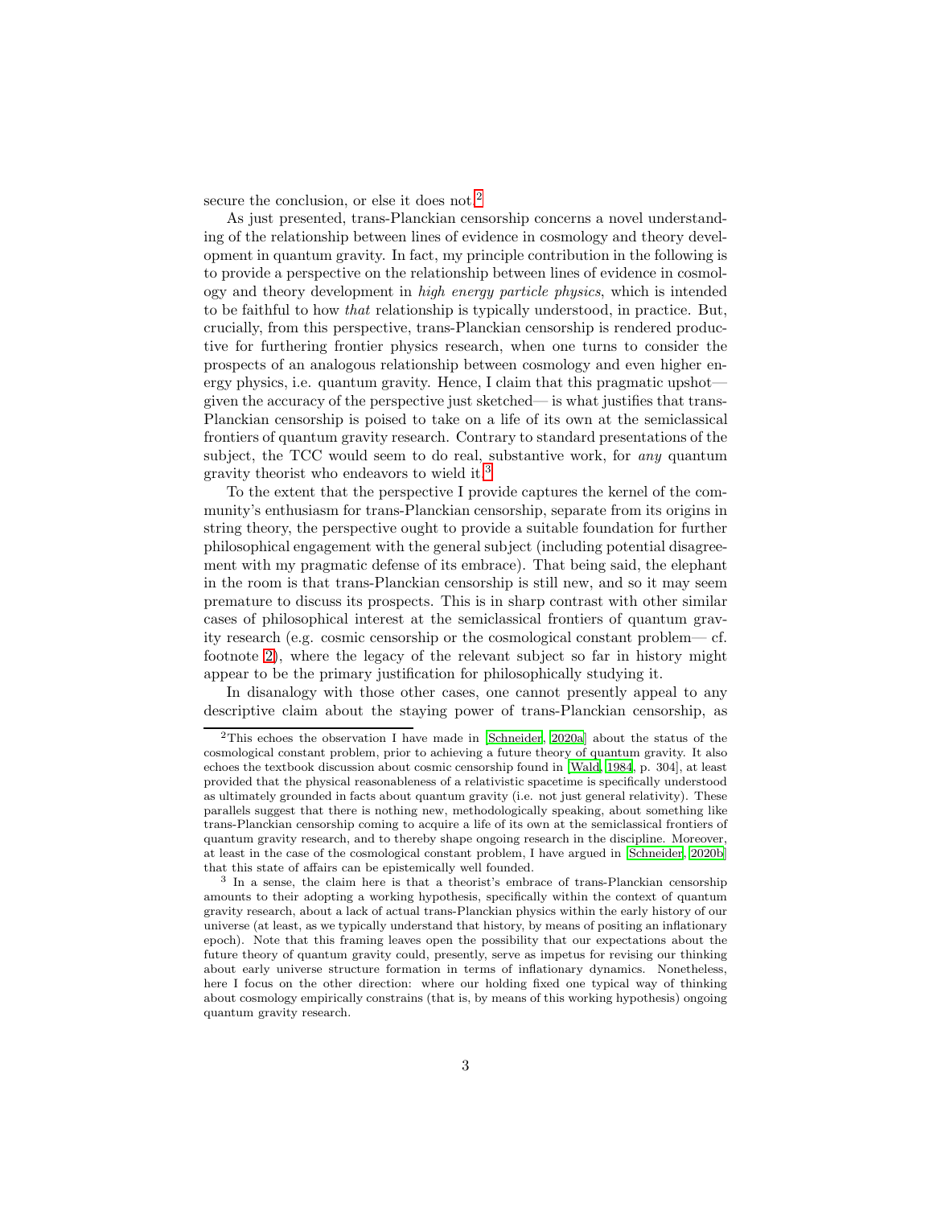secure the conclusion, or else it does not.[2]

As just presented, trans-Planckian censorship concerns a novel understanding of the relationship between lines of evidence in cosmology and theory development in quantum gravity. In fact, my principle contribution in the following is to provide a perspective on the relationship between lines of evidence in cosmology and theory development in *high energy particle physics*, which is intended to be faithful to how *that* relationship is typically understood, in practice. But, crucially, from this perspective, trans-Planckian censorship is rendered productive for furthering frontier physics research, when one turns to consider the prospects of an analogous relationship between cosmology and even higher energy physics, i.e. quantum gravity. Hence, I claim that this pragmatic upshot— given the accuracy of the perspective just sketched— is what justifies that trans-Planckian censorship is poised to take on a life of its own at the semiclassical frontiers of quantum gravity research. Contrary to standard presentations of the subject, the TCC would seem to do real, substantive work, for *any* quantum gravity theorist who endeavors to wield it.[3]

To the extent that the perspective I provide captures the kernel of the community's enthusiasm for trans-Planckian censorship, separate from its origins in string theory, the perspective ought to provide a suitable foundation for further philosophical engagement with the general subject (including potential disagreement with my pragmatic defense of its embrace). That being said, the elephant in the room is that trans-Planckian censorship is still new, and so it may seem premature to discuss its prospects. This is in sharp contrast with other similar cases of philosophical interest at the semiclassical frontiers of quantum gravity research (e.g. cosmic censorship or the cosmological constant problem— cf. footnote 2), where the legacy of the relevant subject so far in history might appear to be the primary justification for philosophically studying it.

In disanalogy with those other cases, one cannot presently appeal to any descriptive claim about the staying power of trans-Planckian censorship, as

[2] This echoes the observation I have made in [Schneider, 2020a] about the status of the cosmological constant problem, prior to achieving a future theory of quantum gravity. It also echoes the textbook discussion about cosmic censorship found in [Wald, 1984, p. 304], at least provided that the physical reasonableness of a relativistic spacetime is specifically understood as ultimately grounded in facts about quantum gravity (i.e. not just general relativity). These parallels suggest that there is nothing new, methodologically speaking, about something like trans-Planckian censorship coming to acquire a life of its own at the semiclassical frontiers of quantum gravity research, and to thereby shape ongoing research in the discipline. Moreover, at least in the case of the cosmological constant problem, I have argued in [Schneider, 2020b] that this state of affairs can be epistemically well founded.

[3] In a sense, the claim here is that a theorist's embrace of trans-Planckian censorship amounts to their adopting a working hypothesis, specifically within the context of quantum gravity research, about a lack of actual trans-Planckian physics within the early history of our universe (at least, as we typically understand that history, by means of positing an inflationary epoch). Note that this framing leaves open the possibility that our expectations about the future theory of quantum gravity could, presently, serve as impetus for revising our thinking about early universe structure formation in terms of inflationary dynamics. Nonetheless, here I focus on the other direction: where our holding fixed one typical way of thinking about cosmology empirically constrains (that is, by means of this working hypothesis) ongoing quantum gravity research.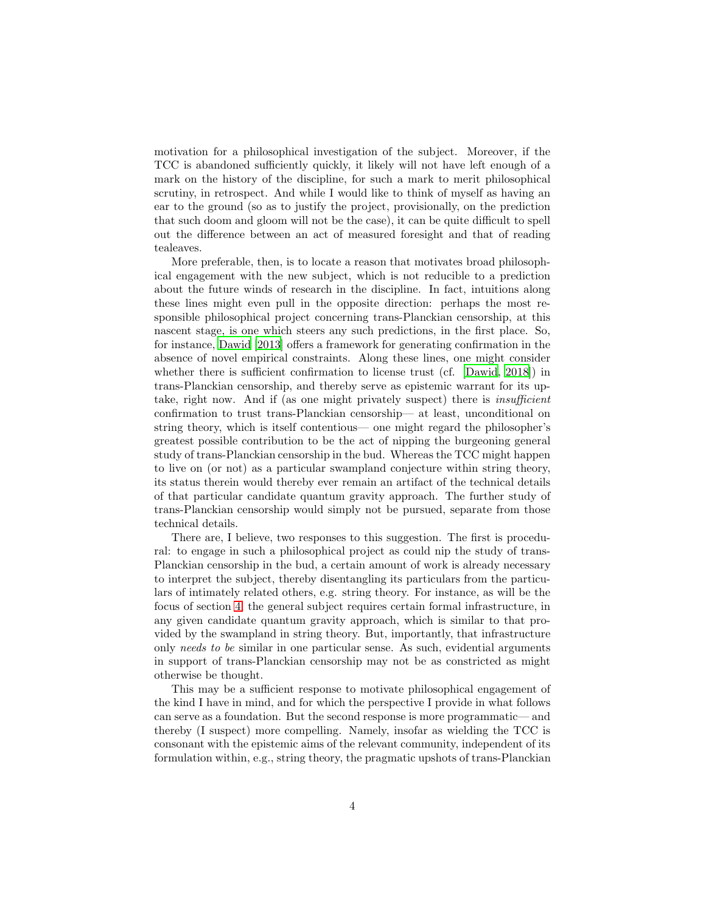motivation for a philosophical investigation of the subject. Moreover, if the TCC is abandoned sufficiently quickly, it likely will not have left enough of a mark on the history of the discipline, for such a mark to merit philosophical scrutiny, in retrospect. And while I would like to think of myself as having an ear to the ground (so as to justify the project, provisionally, on the prediction that such doom and gloom will not be the case), it can be quite difficult to spell out the difference between an act of measured foresight and that of reading tealeaves.

More preferable, then, is to locate a reason that motivates broad philosophical engagement with the new subject, which is not reducible to a prediction about the future winds of research in the discipline. In fact, intuitions along these lines might even pull in the opposite direction: perhaps the most responsible philosophical project concerning trans-Planckian censorship, at this nascent stage, is one which steers any such predictions, in the first place. So, for instance, Dawid [2013] offers a framework for generating confirmation in the absence of novel empirical constraints. Along these lines, one might consider whether there is sufficient confirmation to license trust (cf. [Dawid, 2018]) in trans-Planckian censorship, and thereby serve as epistemic warrant for its uptake, right now. And if (as one might privately suspect) there is *insufficient* confirmation to trust trans-Planckian censorship— at least, unconditional on string theory, which is itself contentious— one might regard the philosopher's greatest possible contribution to be the act of nipping the burgeoning general study of trans-Planckian censorship in the bud. Whereas the TCC might happen to live on (or not) as a particular swampland conjecture within string theory, its status therein would thereby ever remain an artifact of the technical details of that particular candidate quantum gravity approach. The further study of trans-Planckian censorship would simply not be pursued, separate from those technical details.

There are, I believe, two responses to this suggestion. The first is procedural: to engage in such a philosophical project as could nip the study of trans-Planckian censorship in the bud, a certain amount of work is already necessary to interpret the subject, thereby disentangling its particulars from the particulars of intimately related others, e.g. string theory. For instance, as will be the focus of section 4, the general subject requires certain formal infrastructure, in any given candidate quantum gravity approach, which is similar to that provided by the swampland in string theory. But, importantly, that infrastructure only *needs to be* similar in one particular sense. As such, evidential arguments in support of trans-Planckian censorship may not be as constricted as might otherwise be thought.

This may be a sufficient response to motivate philosophical engagement of the kind I have in mind, and for which the perspective I provide in what follows can serve as a foundation. But the second response is more programmatic— and thereby (I suspect) more compelling. Namely, insofar as wielding the TCC is consonant with the epistemic aims of the relevant community, independent of its formulation within, e.g., string theory, the pragmatic upshots of trans-Planckian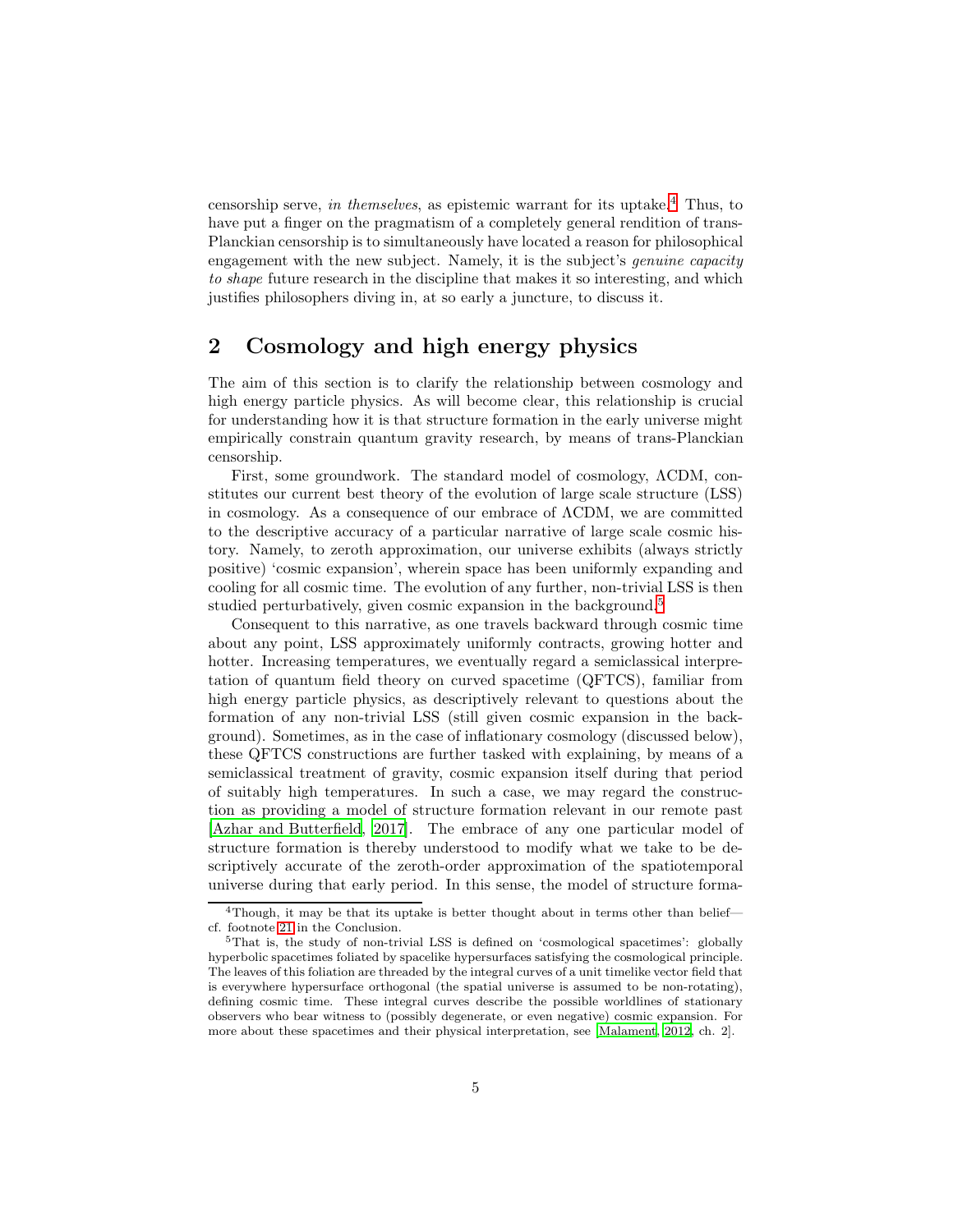censorship serve, *in themselves*, as epistemic warrant for its uptake.[4] Thus, to have put a finger on the pragmatism of a completely general rendition of trans-Planckian censorship is to simultaneously have located a reason for philosophical engagement with the new subject. Namely, it is the subject's *genuine capacity to shape* future research in the discipline that makes it so interesting, and which justifies philosophers diving in, at so early a juncture, to discuss it.

## 2 Cosmology and high energy physics

The aim of this section is to clarify the relationship between cosmology and high energy particle physics. As will become clear, this relationship is crucial for understanding how it is that structure formation in the early universe might empirically constrain quantum gravity research, by means of trans-Planckian censorship.

First, some groundwork. The standard model of cosmology, ΛCDM, constitutes our current best theory of the evolution of large scale structure (LSS) in cosmology. As a consequence of our embrace of ΛCDM, we are committed to the descriptive accuracy of a particular narrative of large scale cosmic history. Namely, to zeroth approximation, our universe exhibits (always strictly positive) 'cosmic expansion', wherein space has been uniformly expanding and cooling for all cosmic time. The evolution of any further, non-trivial LSS is then studied perturbatively, given cosmic expansion in the background.[5]

Consequent to this narrative, as one travels backward through cosmic time about any point, LSS approximately uniformly contracts, growing hotter and hotter. Increasing temperatures, we eventually regard a semiclassical interpretation of quantum field theory on curved spacetime (QFTCS), familiar from high energy particle physics, as descriptively relevant to questions about the formation of any non-trivial LSS (still given cosmic expansion in the background). Sometimes, as in the case of inflationary cosmology (discussed below), these QFTCS constructions are further tasked with explaining, by means of a semiclassical treatment of gravity, cosmic expansion itself during that period of suitably high temperatures. In such a case, we may regard the construction as providing a model of structure formation relevant in our remote past [Azhar and Butterfield, 2017]. The embrace of any one particular model of structure formation is thereby understood to modify what we take to be descriptively accurate of the zeroth-order approximation of the spatiotemporal universe during that early period. In this sense, the model of structure forma-

---

[4] Though, it may be that its uptake is better thought about in terms other than belief—cf. footnote 21 in the Conclusion.

[5] That is, the study of non-trivial LSS is defined on 'cosmological spacetimes': globally hyperbolic spacetimes foliated by spacelike hypersurfaces satisfying the cosmological principle. The leaves of this foliation are threaded by the integral curves of a unit timelike vector field that is everywhere hypersurface orthogonal (the spatial universe is assumed to be non-rotating), defining cosmic time. These integral curves describe the possible worldlines of stationary observers who bear witness to (possibly degenerate, or even negative) cosmic expansion. For more about these spacetimes and their physical interpretation, see [Malament, 2012, ch. 2].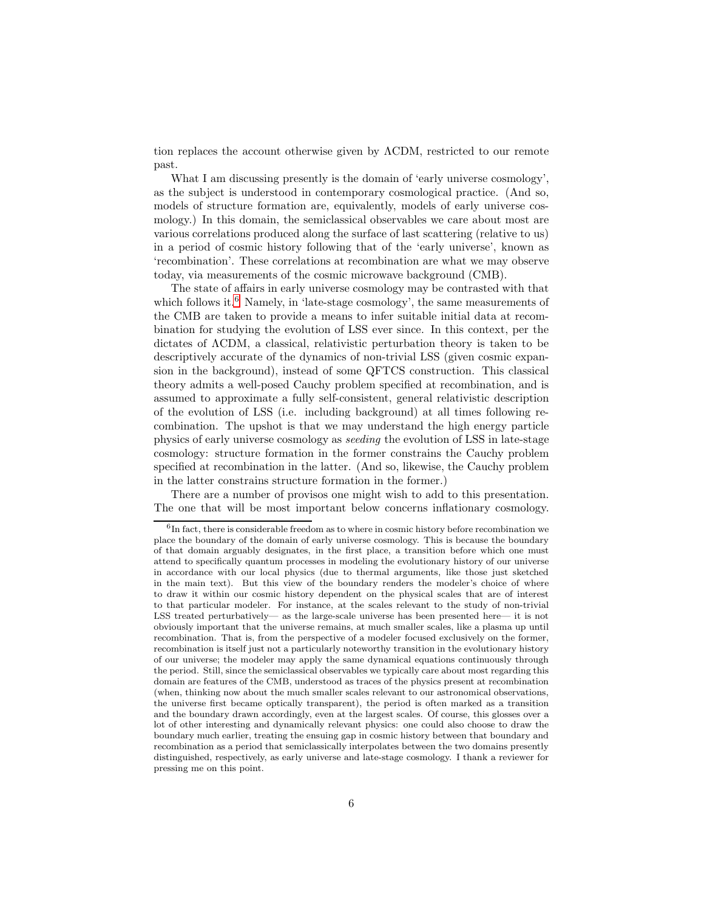tion replaces the account otherwise given by ΛCDM, restricted to our remote past.

What I am discussing presently is the domain of 'early universe cosmology', as the subject is understood in contemporary cosmological practice. (And so, models of structure formation are, equivalently, models of early universe cosmology.) In this domain, the semiclassical observables we care about most are various correlations produced along the surface of last scattering (relative to us) in a period of cosmic history following that of the 'early universe', known as 'recombination'. These correlations at recombination are what we may observe today, via measurements of the cosmic microwave background (CMB).

The state of affairs in early universe cosmology may be contrasted with that which follows it.[6] Namely, in 'late-stage cosmology', the same measurements of the CMB are taken to provide a means to infer suitable initial data at recombination for studying the evolution of LSS ever since. In this context, per the dictates of ΛCDM, a classical, relativistic perturbation theory is taken to be descriptively accurate of the dynamics of non-trivial LSS (given cosmic expansion in the background), instead of some QFTCS construction. This classical theory admits a well-posed Cauchy problem specified at recombination, and is assumed to approximate a fully self-consistent, general relativistic description of the evolution of LSS (i.e. including background) at all times following recombination. The upshot is that we may understand the high energy particle physics of early universe cosmology as *seeding* the evolution of LSS in late-stage cosmology: structure formation in the former constrains the Cauchy problem specified at recombination in the latter. (And so, likewise, the Cauchy problem in the latter constrains structure formation in the former.)

There are a number of provisos one might wish to add to this presentation. The one that will be most important below concerns inflationary cosmology.

[6] In fact, there is considerable freedom as to where in cosmic history before recombination we place the boundary of the domain of early universe cosmology. This is because the boundary of that domain arguably designates, in the first place, a transition before which one must attend to specifically quantum processes in modeling the evolutionary history of our universe in accordance with our local physics (due to thermal arguments, like those just sketched in the main text). But this view of the boundary renders the modeler's choice of where to draw it within our cosmic history dependent on the physical scales that are of interest to that particular modeler. For instance, at the scales relevant to the study of non-trivial LSS treated perturbatively— as the large-scale universe has been presented here— it is not obviously important that the universe remains, at much smaller scales, like a plasma up until recombination. That is, from the perspective of a modeler focused exclusively on the former, recombination is itself just not a particularly noteworthy transition in the evolutionary history of our universe; the modeler may apply the same dynamical equations continuously through the period. Still, since the semiclassical observables we typically care about most regarding this domain are features of the CMB, understood as traces of the physics present at recombination (when, thinking now about the much smaller scales relevant to our astronomical observations, the universe first became optically transparent), the period is often marked as a transition and the boundary drawn accordingly, even at the largest scales. Of course, this glosses over a lot of other interesting and dynamically relevant physics: one could also choose to draw the boundary much earlier, treating the ensuing gap in cosmic history between that boundary and recombination as a period that semiclassically interpolates between the two domains presently distinguished, respectively, as early universe and late-stage cosmology. I thank a reviewer for pressing me on this point.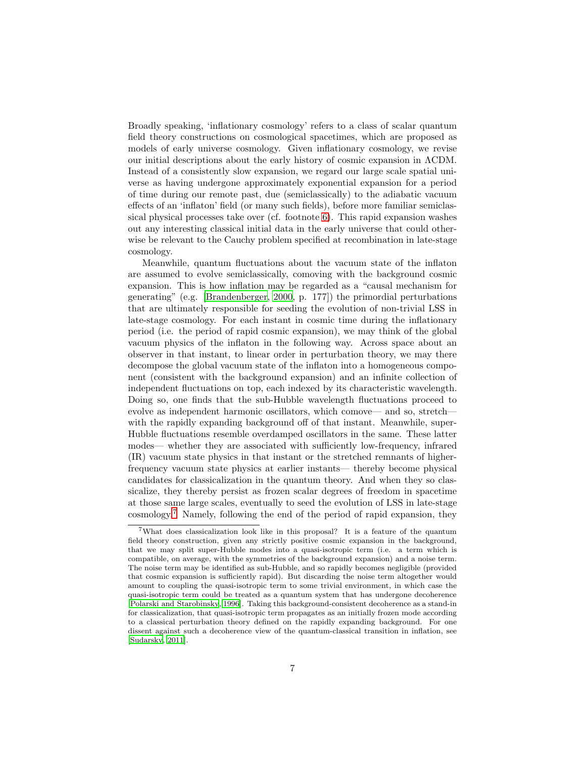Broadly speaking, 'inflationary cosmology' refers to a class of scalar quantum field theory constructions on cosmological spacetimes, which are proposed as models of early universe cosmology. Given inflationary cosmology, we revise our initial descriptions about the early history of cosmic expansion in ΛCDM. Instead of a consistently slow expansion, we regard our large scale spatial universe as having undergone approximately exponential expansion for a period of time during our remote past, due (semiclassically) to the adiabatic vacuum effects of an 'inflaton' field (or many such fields), before more familiar semiclassical physical processes take over (cf. footnote 6). This rapid expansion washes out any interesting classical initial data in the early universe that could otherwise be relevant to the Cauchy problem specified at recombination in late-stage cosmology.

Meanwhile, quantum fluctuations about the vacuum state of the inflaton are assumed to evolve semiclassically, comoving with the background cosmic expansion. This is how inflation may be regarded as a "causal mechanism for generating" (e.g. [Brandenberger, 2000, p. 177]) the primordial perturbations that are ultimately responsible for seeding the evolution of non-trivial LSS in late-stage cosmology. For each instant in cosmic time during the inflationary period (i.e. the period of rapid cosmic expansion), we may think of the global vacuum physics of the inflaton in the following way. Across space about an observer in that instant, to linear order in perturbation theory, we may there decompose the global vacuum state of the inflaton into a homogeneous component (consistent with the background expansion) and an infinite collection of independent fluctuations on top, each indexed by its characteristic wavelength. Doing so, one finds that the sub-Hubble wavelength fluctuations proceed to evolve as independent harmonic oscillators, which comove— and so, stretch— with the rapidly expanding background off of that instant. Meanwhile, super-Hubble fluctuations resemble overdamped oscillators in the same. These latter modes— whether they are associated with sufficiently low-frequency, infrared (IR) vacuum state physics in that instant or the stretched remnants of higher-frequency vacuum state physics at earlier instants— thereby become physical candidates for classicalization in the quantum theory. And when they so classicalize, they thereby persist as frozen scalar degrees of freedom in spacetime at those same large scales, eventually to seed the evolution of LSS in late-stage cosmology.[7] Namely, following the end of the period of rapid expansion, they

[7] What does classicalization look like in this proposal? It is a feature of the quantum field theory construction, given any strictly positive cosmic expansion in the background, that we may split super-Hubble modes into a quasi-isotropic term (i.e. a term which is compatible, on average, with the symmetries of the background expansion) and a noise term. The noise term may be identified as sub-Hubble, and so rapidly becomes negligible (provided that cosmic expansion is sufficiently rapid). But discarding the noise term altogether would amount to coupling the quasi-isotropic term to some trivial environment, in which case the quasi-isotropic term could be treated as a quantum system that has undergone decoherence [Polarski and Starobinsky, 1996]. Taking this background-consistent decoherence as a stand-in for classicalization, that quasi-isotropic term propagates as an initially frozen mode according to a classical perturbation theory defined on the rapidly expanding background. For one dissent against such a decoherence view of the quantum-classical transition in inflation, see [Sudarsky, 2011].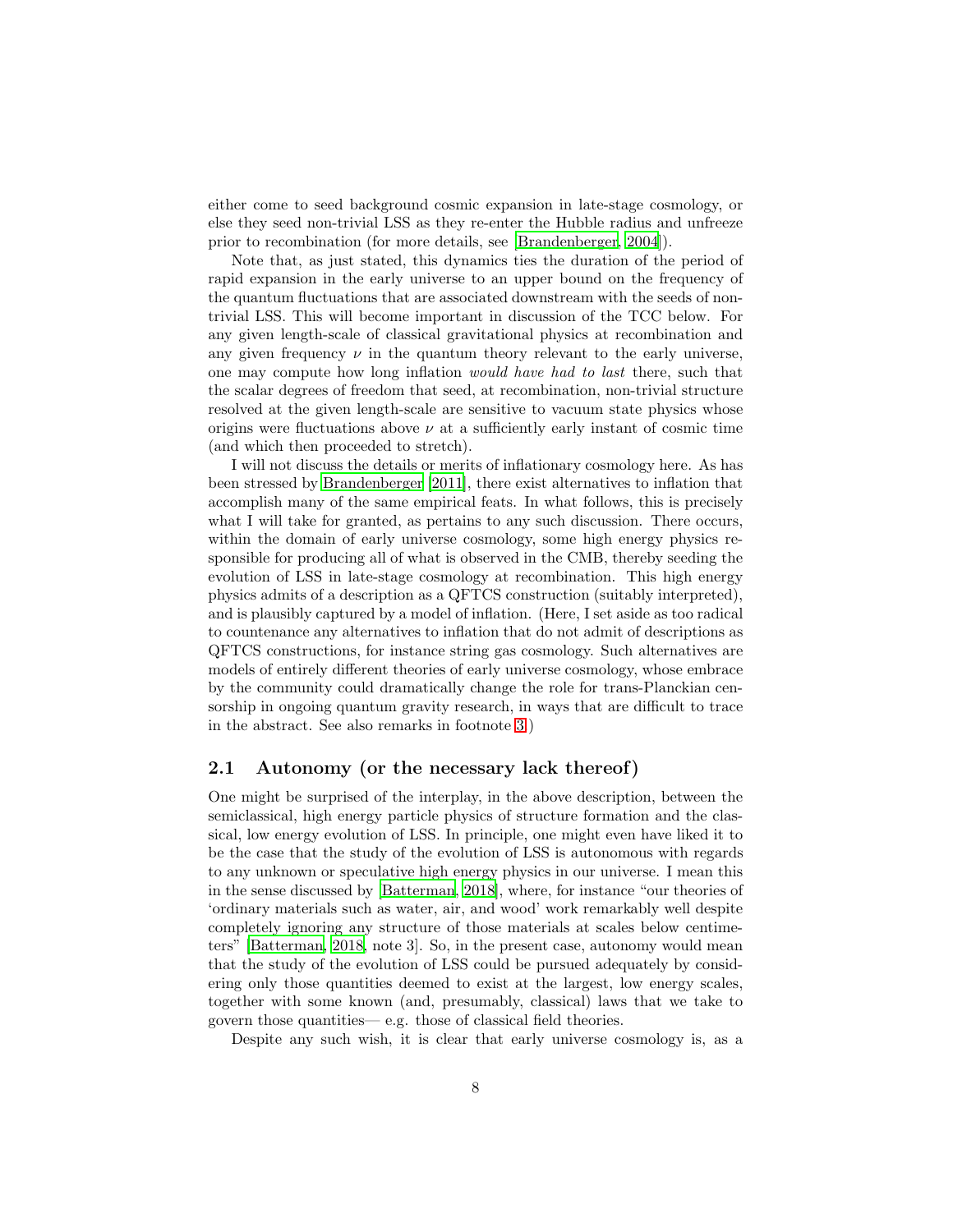either come to seed background cosmic expansion in late-stage cosmology, or else they seed non-trivial LSS as they re-enter the Hubble radius and unfreeze prior to recombination (for more details, see [Brandenberger, 2004]).

Note that, as just stated, this dynamics ties the duration of the period of rapid expansion in the early universe to an upper bound on the frequency of the quantum fluctuations that are associated downstream with the seeds of non-trivial LSS. This will become important in discussion of the TCC below. For any given length-scale of classical gravitational physics at recombination and any given frequency $\nu$ in the quantum theory relevant to the early universe, one may compute how long inflation *would have had to last* there, such that the scalar degrees of freedom that seed, at recombination, non-trivial structure resolved at the given length-scale are sensitive to vacuum state physics whose origins were fluctuations above $\nu$ at a sufficiently early instant of cosmic time (and which then proceeded to stretch).

I will not discuss the details or merits of inflationary cosmology here. As has been stressed by Brandenberger [2011], there exist alternatives to inflation that accomplish many of the same empirical feats. In what follows, this is precisely what I will take for granted, as pertains to any such discussion. There occurs, within the domain of early universe cosmology, some high energy physics responsible for producing all of what is observed in the CMB, thereby seeding the evolution of LSS in late-stage cosmology at recombination. This high energy physics admits of a description as a QFTCS construction (suitably interpreted), and is plausibly captured by a model of inflation. (Here, I set aside as too radical to countenance any alternatives to inflation that do not admit of descriptions as QFTCS constructions, for instance string gas cosmology. Such alternatives are models of entirely different theories of early universe cosmology, whose embrace by the community could dramatically change the role for trans-Planckian censorship in ongoing quantum gravity research, in ways that are difficult to trace in the abstract. See also remarks in footnote 3.)

## 2.1 Autonomy (or the necessary lack thereof)

One might be surprised of the interplay, in the above description, between the semiclassical, high energy particle physics of structure formation and the classical, low energy evolution of LSS. In principle, one might even have liked it to be the case that the study of the evolution of LSS is autonomous with regards to any unknown or speculative high energy physics in our universe. I mean this in the sense discussed by [Batterman, 2018], where, for instance "our theories of 'ordinary materials such as water, air, and wood' work remarkably well despite completely ignoring any structure of those materials at scales below centimeters" [Batterman, 2018, note 3]. So, in the present case, autonomy would mean that the study of the evolution of LSS could be pursued adequately by considering only those quantities deemed to exist at the largest, low energy scales, together with some known (and, presumably, classical) laws that we take to govern those quantities— e.g. those of classical field theories.

Despite any such wish, it is clear that early universe cosmology is, as a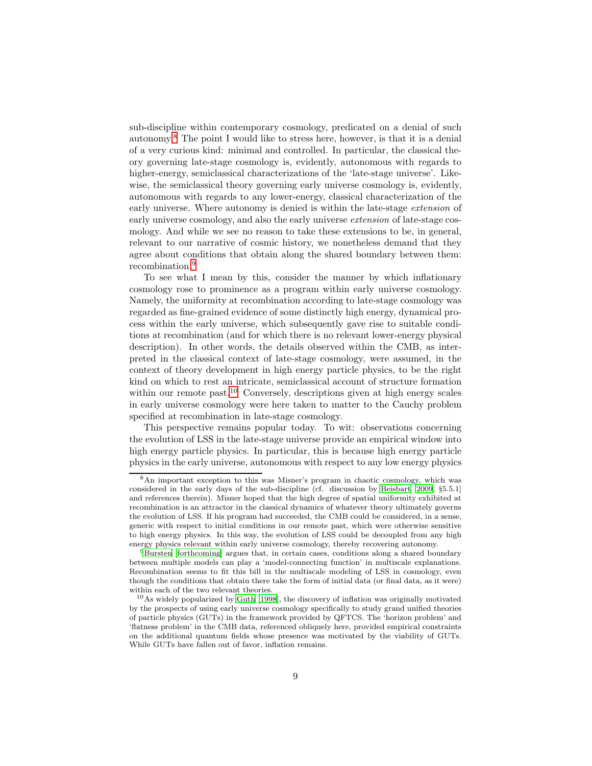sub-discipline within contemporary cosmology, predicated on a denial of such autonomy.[8] The point I would like to stress here, however, is that it is a denial of a very curious kind: minimal and controlled. In particular, the classical theory governing late-stage cosmology is, evidently, autonomous with regards to higher-energy, semiclassical characterizations of the 'late-stage universe'. Likewise, the semiclassical theory governing early universe cosmology is, evidently, autonomous with regards to any lower-energy, classical characterization of the early universe. Where autonomy is denied is within the late-stage *extension* of early universe cosmology, and also the early universe *extension* of late-stage cosmology. And while we see no reason to take these extensions to be, in general, relevant to our narrative of cosmic history, we nonetheless demand that they agree about conditions that obtain along the shared boundary between them: recombination.[9]

To see what I mean by this, consider the manner by which inflationary cosmology rose to prominence as a program within early universe cosmology. Namely, the uniformity at recombination according to late-stage cosmology was regarded as fine-grained evidence of some distinctly high energy, dynamical process within the early universe, which subsequently gave rise to suitable conditions at recombination (and for which there is no relevant lower-energy physical description). In other words, the details observed within the CMB, as interpreted in the classical context of late-stage cosmology, were assumed, in the context of theory development in high energy particle physics, to be the right kind on which to rest an intricate, semiclassical account of structure formation within our remote past.[10] Conversely, descriptions given at high energy scales in early universe cosmology were here taken to matter to the Cauchy problem specified at recombination in late-stage cosmology.

This perspective remains popular today. To wit: observations concerning the evolution of LSS in the late-stage universe provide an empirical window into high energy particle physics. In particular, this is because high energy particle physics in the early universe, autonomous with respect to any low energy physics

---

[8] An important exception to this was Misner's program in chaotic cosmology, which was considered in the early days of the sub-discipline (cf. discussion by Beisbart [2009, §5.5.1] and references therein). Misner hoped that the high degree of spatial uniformity exhibited at recombination is an attractor in the classical dynamics of whatever theory ultimately governs the evolution of LSS. If his program had succeeded, the CMB could be considered, in a sense, generic with respect to initial conditions in our remote past, which were otherwise sensitive to high energy physics. In this way, the evolution of LSS could be decoupled from any high energy physics relevant within early universe cosmology, thereby recovering autonomy.

[9] Bursten [forthcoming] argues that, in certain cases, conditions along a shared boundary between multiple models can play a 'model-connecting function' in multiscale explanations. Recombination seems to fit this bill in the multiscale modeling of LSS in cosmology, even though the conditions that obtain there take the form of initial data (or final data, as it were) within each of the two relevant theories.

[10] As widely popularized by Guth [1998], the discovery of inflation was originally motivated by the prospects of using early universe cosmology specifically to study grand unified theories of particle physics (GUTs) in the framework provided by QFTCS. The 'horizon problem' and 'flatness problem' in the CMB data, referenced obliquely here, provided empirical constraints on the additional quantum fields whose presence was motivated by the viability of GUTs. While GUTs have fallen out of favor, inflation remains.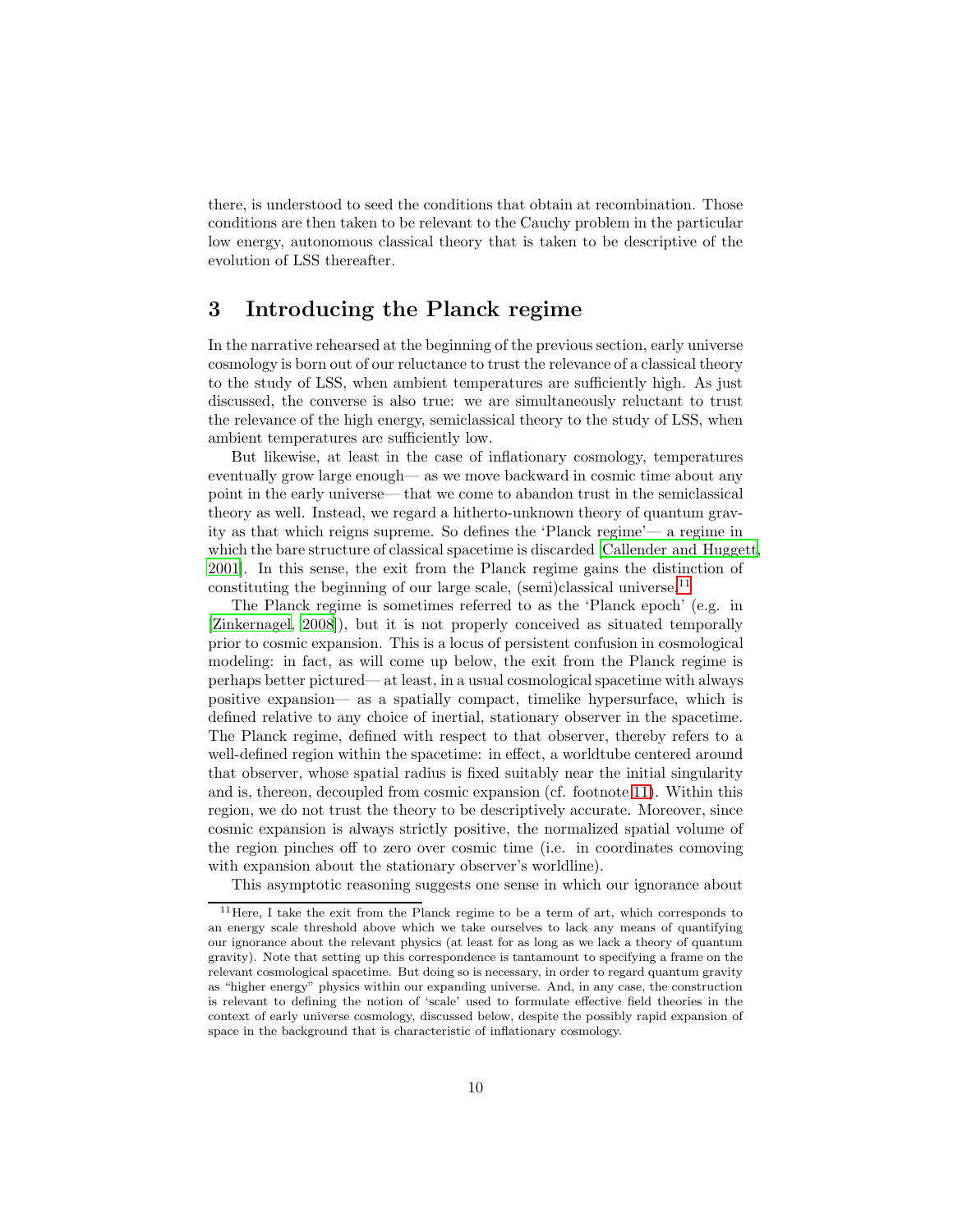there, is understood to seed the conditions that obtain at recombination. Those conditions are then taken to be relevant to the Cauchy problem in the particular low energy, autonomous classical theory that is taken to be descriptive of the evolution of LSS thereafter.

## 3 Introducing the Planck regime

In the narrative rehearsed at the beginning of the previous section, early universe cosmology is born out of our reluctance to trust the relevance of a classical theory to the study of LSS, when ambient temperatures are sufficiently high. As just discussed, the converse is also true: we are simultaneously reluctant to trust the relevance of the high energy, semiclassical theory to the study of LSS, when ambient temperatures are sufficiently low.

But likewise, at least in the case of inflationary cosmology, temperatures eventually grow large enough— as we move backward in cosmic time about any point in the early universe— that we come to abandon trust in the semiclassical theory as well. Instead, we regard a hitherto-unknown theory of quantum gravity as that which reigns supreme. So defines the 'Planck regime'— a regime in which the bare structure of classical spacetime is discarded [Callender and Huggett, 2001]. In this sense, the exit from the Planck regime gains the distinction of constituting the beginning of our large scale, (semi)classical universe.[11]

The Planck regime is sometimes referred to as the 'Planck epoch' (e.g. in [Zinkernagel, 2008]), but it is not properly conceived as situated temporally prior to cosmic expansion. This is a locus of persistent confusion in cosmological modeling: in fact, as will come up below, the exit from the Planck regime is perhaps better pictured— at least, in a usual cosmological spacetime with always positive expansion— as a spatially compact, timelike hypersurface, which is defined relative to any choice of inertial, stationary observer in the spacetime. The Planck regime, defined with respect to that observer, thereby refers to a well-defined region within the spacetime: in effect, a worldtube centered around that observer, whose spatial radius is fixed suitably near the initial singularity and is, thereon, decoupled from cosmic expansion (cf. footnote 11). Within this region, we do not trust the theory to be descriptively accurate. Moreover, since cosmic expansion is always strictly positive, the normalized spatial volume of the region pinches off to zero over cosmic time (i.e. in coordinates comoving with expansion about the stationary observer's worldline).

This asymptotic reasoning suggests one sense in which our ignorance about

[11] Here, I take the exit from the Planck regime to be a term of art, which corresponds to an energy scale threshold above which we take ourselves to lack any means of quantifying our ignorance about the relevant physics (at least for as long as we lack a theory of quantum gravity). Note that setting up this correspondence is tantamount to specifying a frame on the relevant cosmological spacetime. But doing so is necessary, in order to regard quantum gravity as "higher energy" physics within our expanding universe. And, in any case, the construction is relevant to defining the notion of 'scale' used to formulate effective field theories in the context of early universe cosmology, discussed below, despite the possibly rapid expansion of space in the background that is characteristic of inflationary cosmology.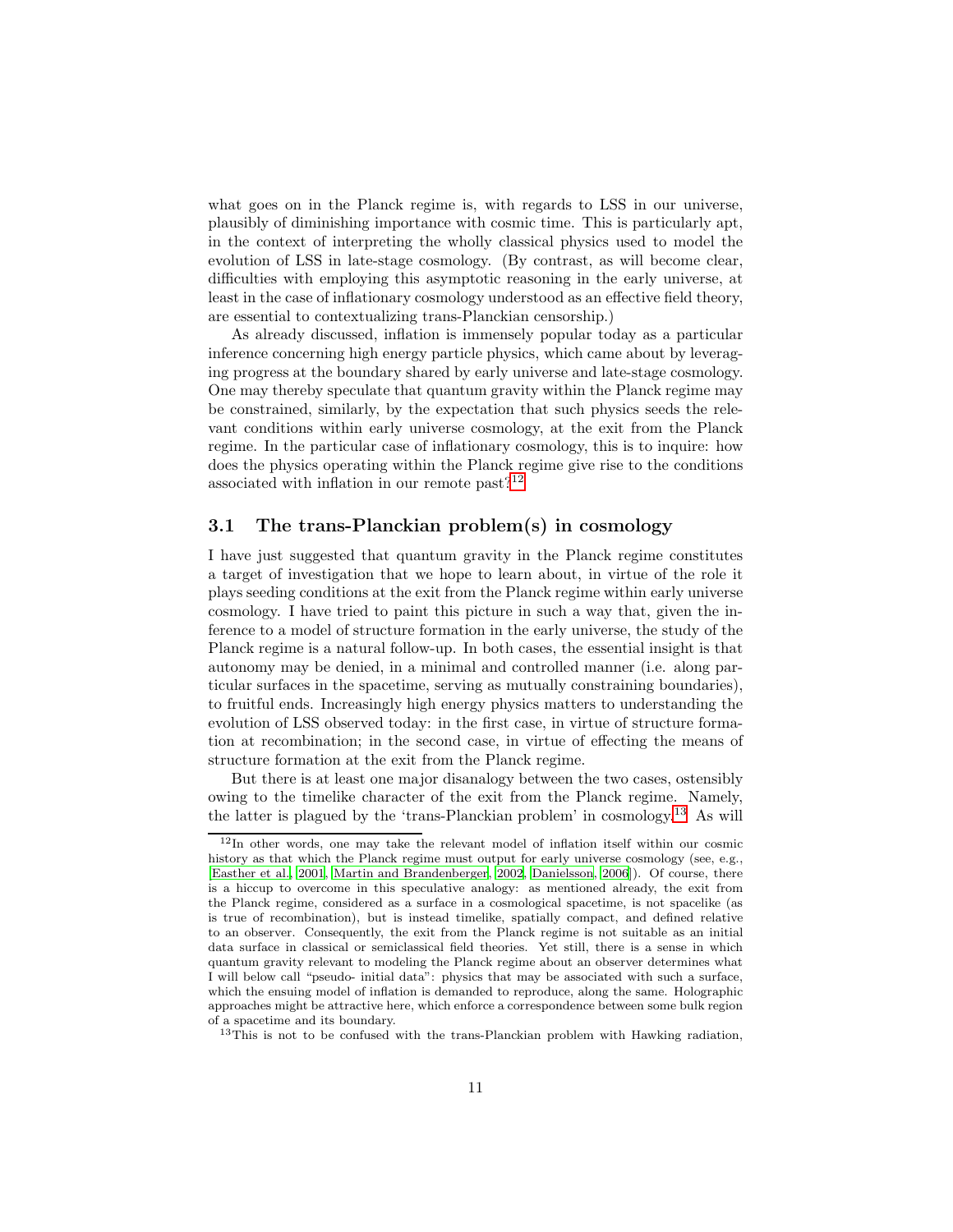what goes on in the Planck regime is, with regards to LSS in our universe, plausibly of diminishing importance with cosmic time. This is particularly apt, in the context of interpreting the wholly classical physics used to model the evolution of LSS in late-stage cosmology. (By contrast, as will become clear, difficulties with employing this asymptotic reasoning in the early universe, at least in the case of inflationary cosmology understood as an effective field theory, are essential to contextualizing trans-Planckian censorship.)

As already discussed, inflation is immensely popular today as a particular inference concerning high energy particle physics, which came about by leveraging progress at the boundary shared by early universe and late-stage cosmology. One may thereby speculate that quantum gravity within the Planck regime may be constrained, similarly, by the expectation that such physics seeds the relevant conditions within early universe cosmology, at the exit from the Planck regime. In the particular case of inflationary cosmology, this is to inquire: how does the physics operating within the Planck regime give rise to the conditions associated with inflation in our remote past?[12]

## 3.1 The trans-Planckian problem(s) in cosmology

I have just suggested that quantum gravity in the Planck regime constitutes a target of investigation that we hope to learn about, in virtue of the role it plays seeding conditions at the exit from the Planck regime within early universe cosmology. I have tried to paint this picture in such a way that, given the inference to a model of structure formation in the early universe, the study of the Planck regime is a natural follow-up. In both cases, the essential insight is that autonomy may be denied, in a minimal and controlled manner (i.e. along particular surfaces in the spacetime, serving as mutually constraining boundaries), to fruitful ends. Increasingly high energy physics matters to understanding the evolution of LSS observed today: in the first case, in virtue of structure formation at recombination; in the second case, in virtue of effecting the means of structure formation at the exit from the Planck regime.

But there is at least one major disanalogy between the two cases, ostensibly owing to the timelike character of the exit from the Planck regime. Namely, the latter is plagued by the 'trans-Planckian problem' in cosmology.[13] As will

---

[12] In other words, one may take the relevant model of inflation itself within our cosmic history as that which the Planck regime must output for early universe cosmology (see, e.g., [Easther et al., 2001, Martin and Brandenberger, 2002, Danielsson, 2006]). Of course, there is a hiccup to overcome in this speculative analogy: as mentioned already, the exit from the Planck regime, considered as a surface in a cosmological spacetime, is not spacelike (as is true of recombination), but is instead timelike, spatially compact, and defined relative to an observer. Consequently, the exit from the Planck regime is not suitable as an initial data surface in classical or semiclassical field theories. Yet still, there is a sense in which quantum gravity relevant to modeling the Planck regime about an observer determines what I will below call "pseudo- initial data": physics that may be associated with such a surface, which the ensuing model of inflation is demanded to reproduce, along the same. Holographic approaches might be attractive here, which enforce a correspondence between some bulk region of a spacetime and its boundary.

[13] This is not to be confused with the trans-Planckian problem with Hawking radiation,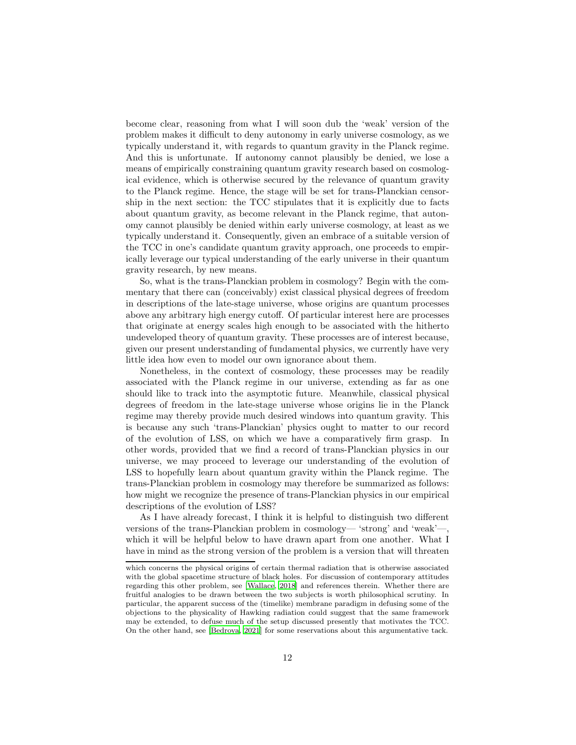become clear, reasoning from what I will soon dub the 'weak' version of the problem makes it difficult to deny autonomy in early universe cosmology, as we typically understand it, with regards to quantum gravity in the Planck regime. And this is unfortunate. If autonomy cannot plausibly be denied, we lose a means of empirically constraining quantum gravity research based on cosmological evidence, which is otherwise secured by the relevance of quantum gravity to the Planck regime. Hence, the stage will be set for trans-Planckian censorship in the next section: the TCC stipulates that it is explicitly due to facts about quantum gravity, as become relevant in the Planck regime, that autonomy cannot plausibly be denied within early universe cosmology, at least as we typically understand it. Consequently, given an embrace of a suitable version of the TCC in one's candidate quantum gravity approach, one proceeds to empirically leverage our typical understanding of the early universe in their quantum gravity research, by new means.

So, what is the trans-Planckian problem in cosmology? Begin with the commentary that there can (conceivably) exist classical physical degrees of freedom in descriptions of the late-stage universe, whose origins are quantum processes above any arbitrary high energy cutoff. Of particular interest here are processes that originate at energy scales high enough to be associated with the hitherto undeveloped theory of quantum gravity. These processes are of interest because, given our present understanding of fundamental physics, we currently have very little idea how even to model our own ignorance about them.

Nonetheless, in the context of cosmology, these processes may be readily associated with the Planck regime in our universe, extending as far as one should like to track into the asymptotic future. Meanwhile, classical physical degrees of freedom in the late-stage universe whose origins lie in the Planck regime may thereby provide much desired windows into quantum gravity. This is because any such 'trans-Planckian' physics ought to matter to our record of the evolution of LSS, on which we have a comparatively firm grasp. In other words, provided that we find a record of trans-Planckian physics in our universe, we may proceed to leverage our understanding of the evolution of LSS to hopefully learn about quantum gravity within the Planck regime. The trans-Planckian problem in cosmology may therefore be summarized as follows: how might we recognize the presence of trans-Planckian physics in our empirical descriptions of the evolution of LSS?

As I have already forecast, I think it is helpful to distinguish two different versions of the trans-Planckian problem in cosmology— 'strong' and 'weak'—, which it will be helpful below to have drawn apart from one another. What I have in mind as the strong version of the problem is a version that will threaten

which concerns the physical origins of certain thermal radiation that is otherwise associated with the global spacetime structure of black holes. For discussion of contemporary attitudes regarding this other problem, see [Wallace, 2018] and references therein. Whether there are fruitful analogies to be drawn between the two subjects is worth philosophical scrutiny. In particular, the apparent success of the (timelike) membrane paradigm in defusing some of the objections to the physicality of Hawking radiation could suggest that the same framework may be extended, to defuse much of the setup discussed presently that motivates the TCC. On the other hand, see [Bedroya, 2021] for some reservations about this argumentative tack.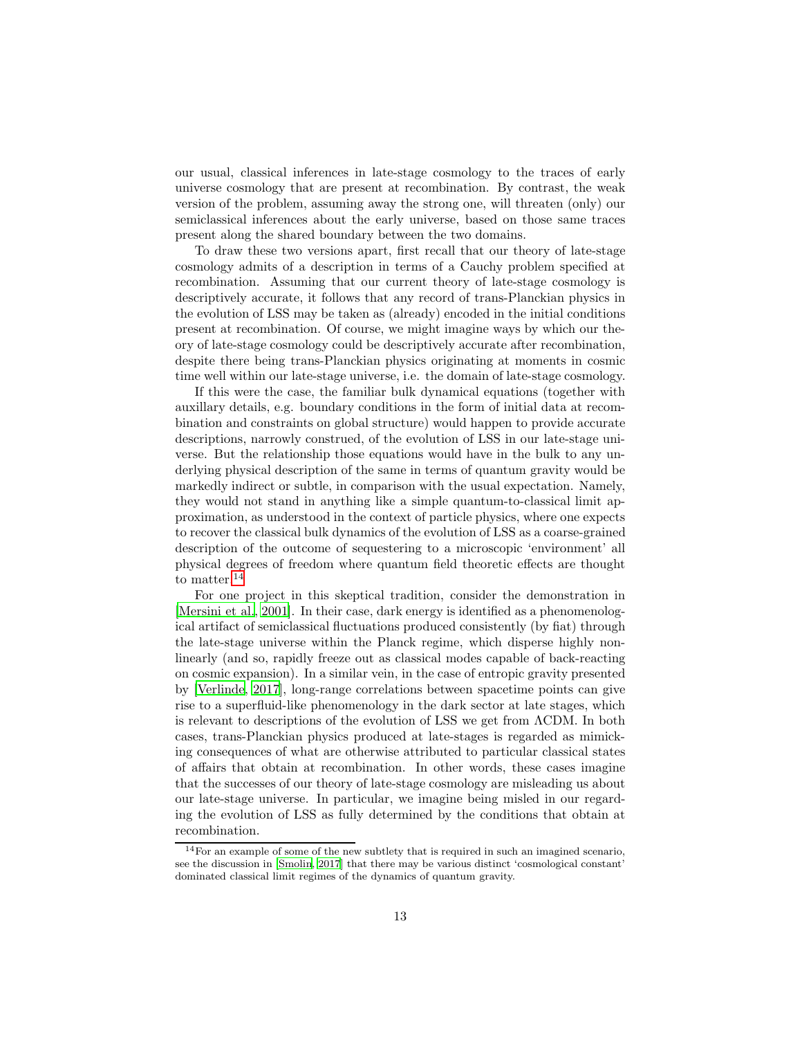our usual, classical inferences in late-stage cosmology to the traces of early universe cosmology that are present at recombination. By contrast, the weak version of the problem, assuming away the strong one, will threaten (only) our semiclassical inferences about the early universe, based on those same traces present along the shared boundary between the two domains.

To draw these two versions apart, first recall that our theory of late-stage cosmology admits of a description in terms of a Cauchy problem specified at recombination. Assuming that our current theory of late-stage cosmology is descriptively accurate, it follows that any record of trans-Planckian physics in the evolution of LSS may be taken as (already) encoded in the initial conditions present at recombination. Of course, we might imagine ways by which our theory of late-stage cosmology could be descriptively accurate after recombination, despite there being trans-Planckian physics originating at moments in cosmic time well within our late-stage universe, i.e. the domain of late-stage cosmology.

If this were the case, the familiar bulk dynamical equations (together with auxillary details, e.g. boundary conditions in the form of initial data at recombination and constraints on global structure) would happen to provide accurate descriptions, narrowly construed, of the evolution of LSS in our late-stage universe. But the relationship those equations would have in the bulk to any underlying physical description of the same in terms of quantum gravity would be markedly indirect or subtle, in comparison with the usual expectation. Namely, they would not stand in anything like a simple quantum-to-classical limit approximation, as understood in the context of particle physics, where one expects to recover the classical bulk dynamics of the evolution of LSS as a coarse-grained description of the outcome of sequestering to a microscopic 'environment' all physical degrees of freedom where quantum field theoretic effects are thought to matter.[14]

For one project in this skeptical tradition, consider the demonstration in [Mersini et al., 2001]. In their case, dark energy is identified as a phenomenological artifact of semiclassical fluctuations produced consistently (by fiat) through the late-stage universe within the Planck regime, which disperse highly non-linearly (and so, rapidly freeze out as classical modes capable of back-reacting on cosmic expansion). In a similar vein, in the case of entropic gravity presented by [Verlinde, 2017], long-range correlations between spacetime points can give rise to a superfluid-like phenomenology in the dark sector at late stages, which is relevant to descriptions of the evolution of LSS we get from ΛCDM. In both cases, trans-Planckian physics produced at late-stages is regarded as mimicking consequences of what are otherwise attributed to particular classical states of affairs that obtain at recombination. In other words, these cases imagine that the successes of our theory of late-stage cosmology are misleading us about our late-stage universe. In particular, we imagine being misled in our regarding the evolution of LSS as fully determined by the conditions that obtain at recombination.

[14] For an example of some of the new subtlety that is required in such an imagined scenario, see the discussion in [Smolin, 2017] that there may be various distinct 'cosmological constant' dominated classical limit regimes of the dynamics of quantum gravity.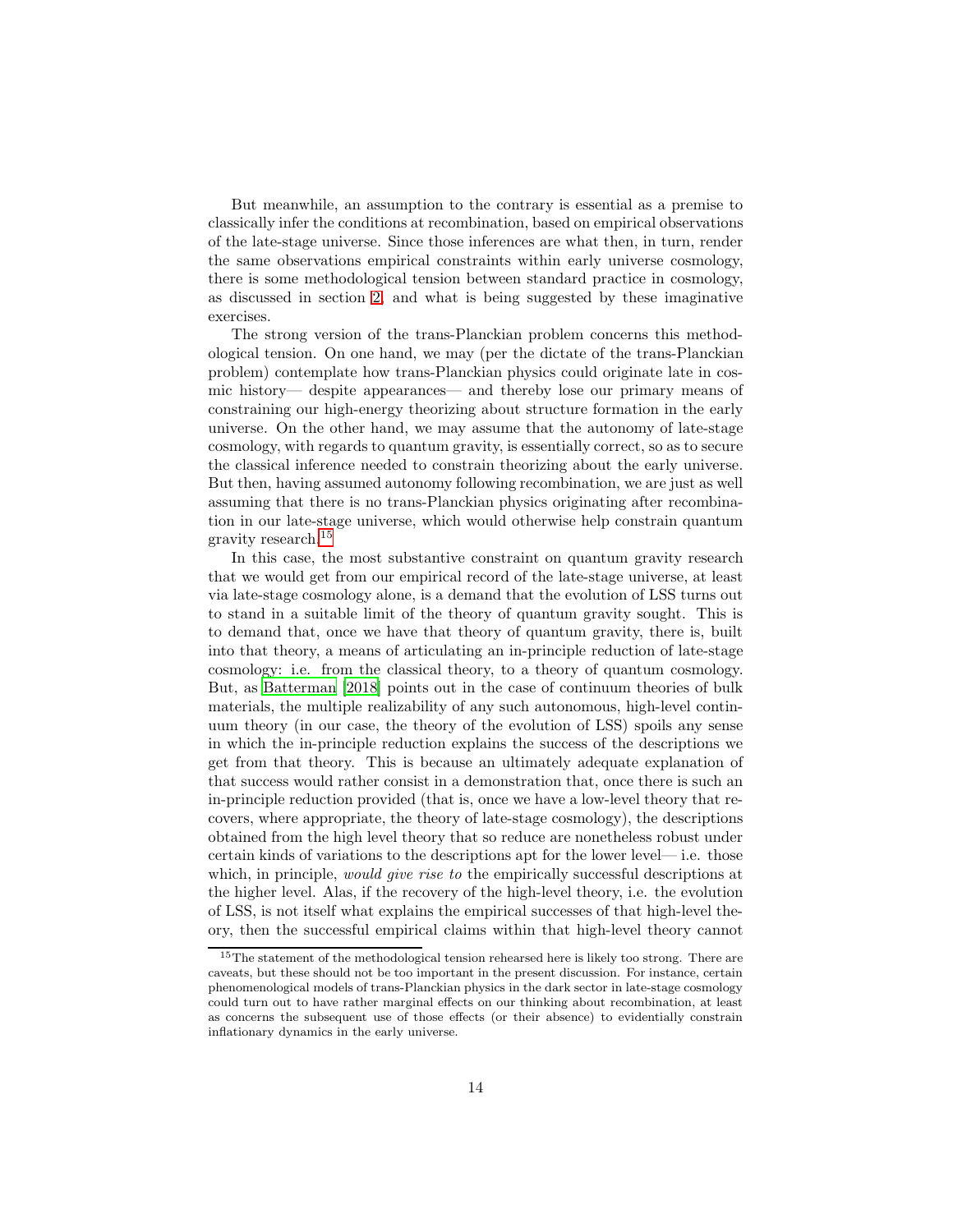But meanwhile, an assumption to the contrary is essential as a premise to classically infer the conditions at recombination, based on empirical observations of the late-stage universe. Since those inferences are what then, in turn, render the same observations empirical constraints within early universe cosmology, there is some methodological tension between standard practice in cosmology, as discussed in section 2, and what is being suggested by these imaginative exercises.

The strong version of the trans-Planckian problem concerns this methodological tension. On one hand, we may (per the dictate of the trans-Planckian problem) contemplate how trans-Planckian physics could originate late in cosmic history— despite appearances— and thereby lose our primary means of constraining our high-energy theorizing about structure formation in the early universe. On the other hand, we may assume that the autonomy of late-stage cosmology, with regards to quantum gravity, is essentially correct, so as to secure the classical inference needed to constrain theorizing about the early universe. But then, having assumed autonomy following recombination, we are just as well assuming that there is no trans-Planckian physics originating after recombination in our late-stage universe, which would otherwise help constrain quantum gravity research.[15]

In this case, the most substantive constraint on quantum gravity research that we would get from our empirical record of the late-stage universe, at least via late-stage cosmology alone, is a demand that the evolution of LSS turns out to stand in a suitable limit of the theory of quantum gravity sought. This is to demand that, once we have that theory of quantum gravity, there is, built into that theory, a means of articulating an in-principle reduction of late-stage cosmology: i.e. from the classical theory, to a theory of quantum cosmology. But, as Batterman [2018] points out in the case of continuum theories of bulk materials, the multiple realizability of any such autonomous, high-level continuum theory (in our case, the theory of the evolution of LSS) spoils any sense in which the in-principle reduction explains the success of the descriptions we get from that theory. This is because an ultimately adequate explanation of that success would rather consist in a demonstration that, once there is such an in-principle reduction provided (that is, once we have a low-level theory that recovers, where appropriate, the theory of late-stage cosmology), the descriptions obtained from the high level theory that so reduce are nonetheless robust under certain kinds of variations to the descriptions apt for the lower level— i.e. those which, in principle, *would give rise to* the empirically successful descriptions at the higher level. Alas, if the recovery of the high-level theory, i.e. the evolution of LSS, is not itself what explains the empirical successes of that high-level theory, then the successful empirical claims within that high-level theory cannot

[15] The statement of the methodological tension rehearsed here is likely too strong. There are caveats, but these should not be too important in the present discussion. For instance, certain phenomenological models of trans-Planckian physics in the dark sector in late-stage cosmology could turn out to have rather marginal effects on our thinking about recombination, at least as concerns the subsequent use of those effects (or their absence) to evidentially constrain inflationary dynamics in the early universe.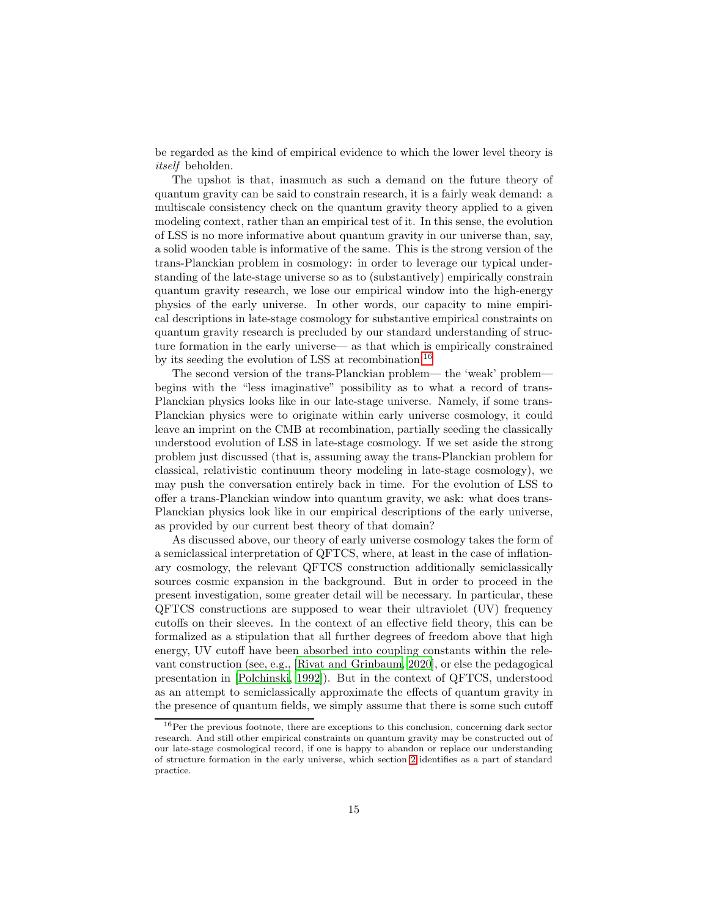be regarded as the kind of empirical evidence to which the lower level theory is *itself* beholden.

The upshot is that, inasmuch as such a demand on the future theory of quantum gravity can be said to constrain research, it is a fairly weak demand: a multiscale consistency check on the quantum gravity theory applied to a given modeling context, rather than an empirical test of it. In this sense, the evolution of LSS is no more informative about quantum gravity in our universe than, say, a solid wooden table is informative of the same. This is the strong version of the trans-Planckian problem in cosmology: in order to leverage our typical understanding of the late-stage universe so as to (substantively) empirically constrain quantum gravity research, we lose our empirical window into the high-energy physics of the early universe. In other words, our capacity to mine empirical descriptions in late-stage cosmology for substantive empirical constraints on quantum gravity research is precluded by our standard understanding of structure formation in the early universe— as that which is empirically constrained by its seeding the evolution of LSS at recombination.[16]

The second version of the trans-Planckian problem— the 'weak' problem— begins with the "less imaginative" possibility as to what a record of trans-Planckian physics looks like in our late-stage universe. Namely, if some trans-Planckian physics were to originate within early universe cosmology, it could leave an imprint on the CMB at recombination, partially seeding the classically understood evolution of LSS in late-stage cosmology. If we set aside the strong problem just discussed (that is, assuming away the trans-Planckian problem for classical, relativistic continuum theory modeling in late-stage cosmology), we may push the conversation entirely back in time. For the evolution of LSS to offer a trans-Planckian window into quantum gravity, we ask: what does trans-Planckian physics look like in our empirical descriptions of the early universe, as provided by our current best theory of that domain?

As discussed above, our theory of early universe cosmology takes the form of a semiclassical interpretation of QFTCS, where, at least in the case of inflationary cosmology, the relevant QFTCS construction additionally semiclassically sources cosmic expansion in the background. But in order to proceed in the present investigation, some greater detail will be necessary. In particular, these QFTCS constructions are supposed to wear their ultraviolet (UV) frequency cutoffs on their sleeves. In the context of an effective field theory, this can be formalized as a stipulation that all further degrees of freedom above that high energy, UV cutoff have been absorbed into coupling constants within the relevant construction (see, e.g., [Rivat and Grinbaum, 2020], or else the pedagogical presentation in [Polchinski, 1992]). But in the context of QFTCS, understood as an attempt to semiclassically approximate the effects of quantum gravity in the presence of quantum fields, we simply assume that there is some such cutoff

[16] Per the previous footnote, there are exceptions to this conclusion, concerning dark sector research. And still other empirical constraints on quantum gravity may be constructed out of our late-stage cosmological record, if one is happy to abandon or replace our understanding of structure formation in the early universe, which section 2 identifies as a part of standard practice.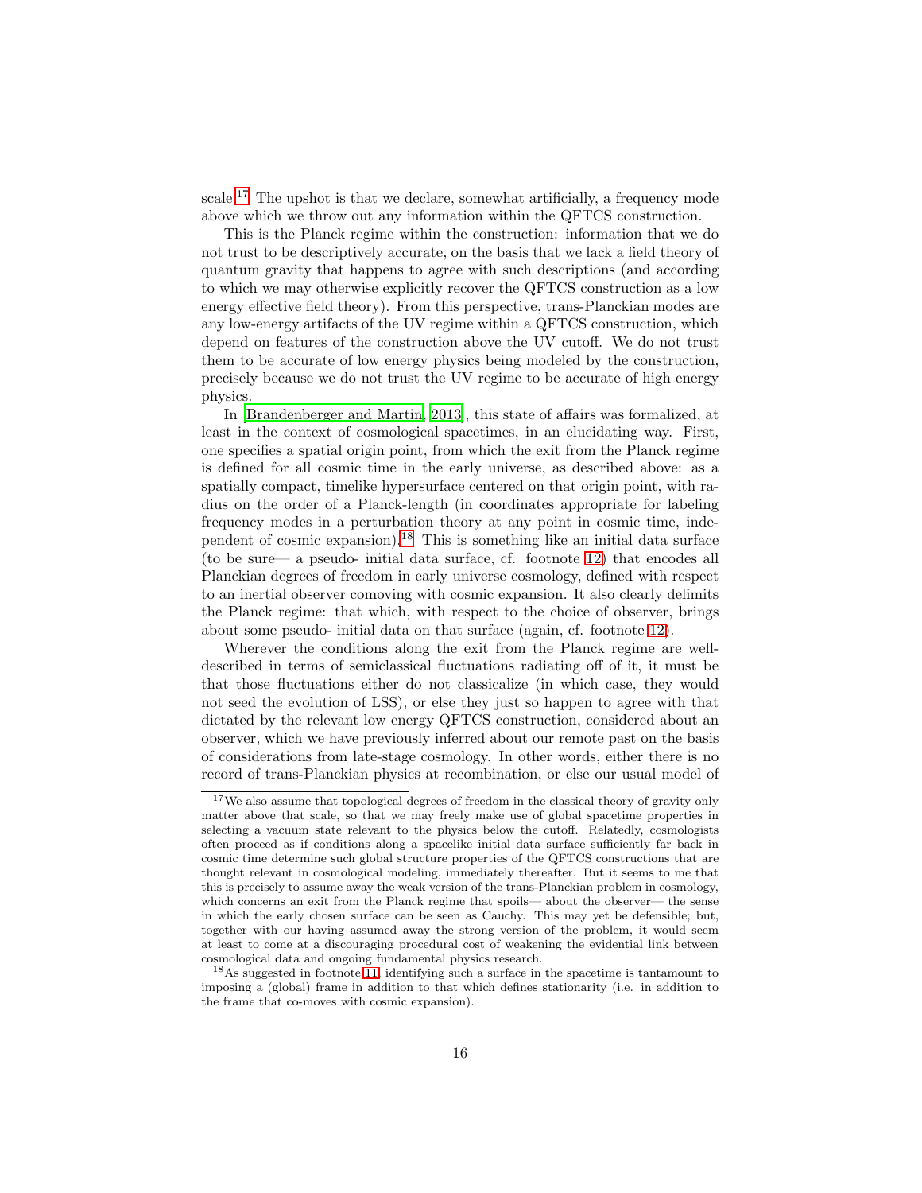scale.[17] The upshot is that we declare, somewhat artificially, a frequency mode above which we throw out any information within the QFTCS construction.

This is the Planck regime within the construction: information that we do not trust to be descriptively accurate, on the basis that we lack a field theory of quantum gravity that happens to agree with such descriptions (and according to which we may otherwise explicitly recover the QFTCS construction as a low energy effective field theory). From this perspective, trans-Planckian modes are any low-energy artifacts of the UV regime within a QFTCS construction, which depend on features of the construction above the UV cutoff. We do not trust them to be accurate of low energy physics being modeled by the construction, precisely because we do not trust the UV regime to be accurate of high energy physics.

In [Brandenberger and Martin, 2013], this state of affairs was formalized, at least in the context of cosmological spacetimes, in an elucidating way. First, one specifies a spatial origin point, from which the exit from the Planck regime is defined for all cosmic time in the early universe, as described above: as a spatially compact, timelike hypersurface centered on that origin point, with radius on the order of a Planck-length (in coordinates appropriate for labeling frequency modes in a perturbation theory at any point in cosmic time, independent of cosmic expansion).[18] This is something like an initial data surface (to be sure— a pseudo- initial data surface, cf. footnote 12) that encodes all Planckian degrees of freedom in early universe cosmology, defined with respect to an inertial observer comoving with cosmic expansion. It also clearly delimits the Planck regime: that which, with respect to the choice of observer, brings about some pseudo- initial data on that surface (again, cf. footnote 12).

Wherever the conditions along the exit from the Planck regime are well-described in terms of semiclassical fluctuations radiating off of it, it must be that those fluctuations either do not classicalize (in which case, they would not seed the evolution of LSS), or else they just so happen to agree with that dictated by the relevant low energy QFTCS construction, considered about an observer, which we have previously inferred about our remote past on the basis of considerations from late-stage cosmology. In other words, either there is no record of trans-Planckian physics at recombination, or else our usual model of

[17] We also assume that topological degrees of freedom in the classical theory of gravity only matter above that scale, so that we may freely make use of global spacetime properties in selecting a vacuum state relevant to the physics below the cutoff. Relatedly, cosmologists often proceed as if conditions along a spacelike initial data surface sufficiently far back in cosmic time determine such global structure properties of the QFTCS constructions that are thought relevant in cosmological modeling, immediately thereafter. But it seems to me that this is precisely to assume away the weak version of the trans-Planckian problem in cosmology, which concerns an exit from the Planck regime that spoils— about the observer— the sense in which the early chosen surface can be seen as Cauchy. This may yet be defensible; but, together with our having assumed away the strong version of the problem, it would seem at least to come at a discouraging procedural cost of weakening the evidential link between cosmological data and ongoing fundamental physics research.

[18] As suggested in footnote 11, identifying such a surface in the spacetime is tantamount to imposing a (global) frame in addition to that which defines stationarity (i.e. in addition to the frame that co-moves with cosmic expansion).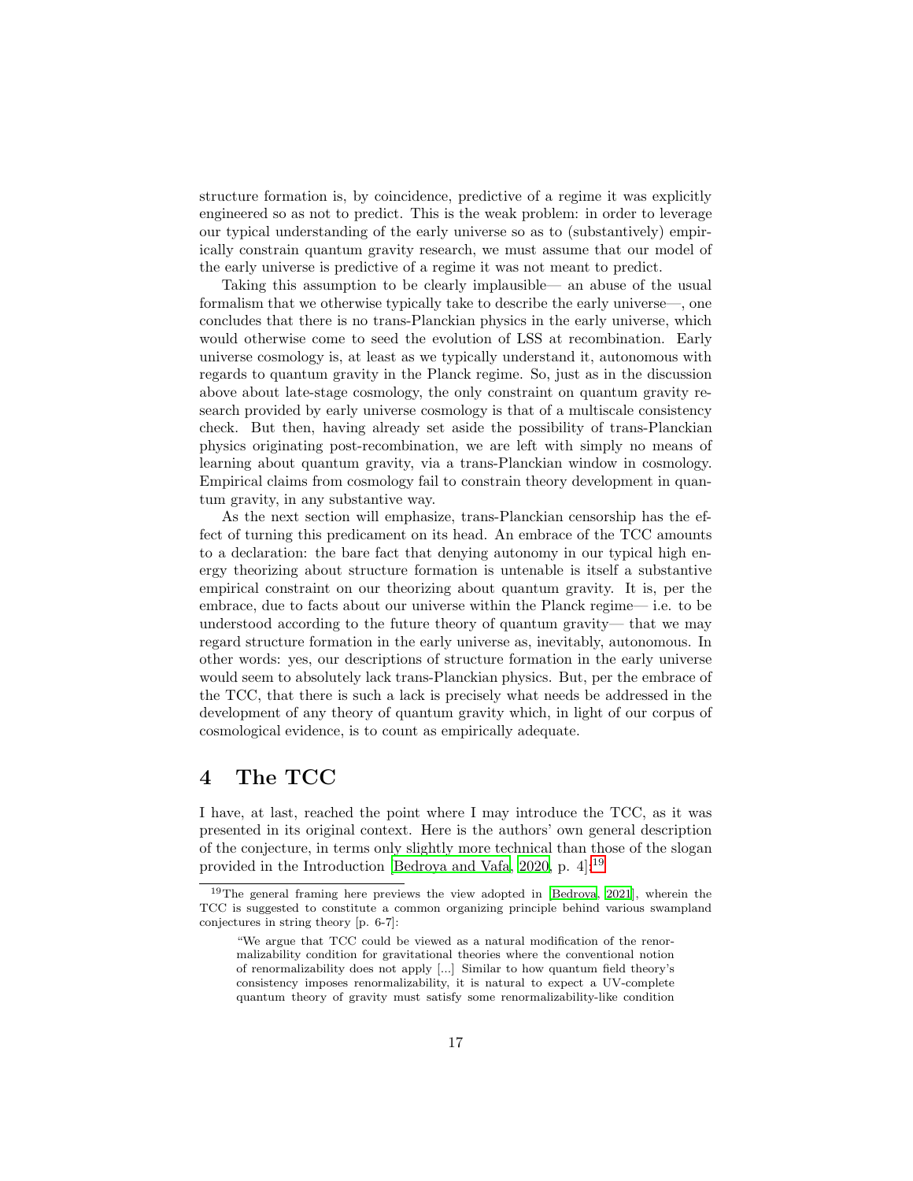structure formation is, by coincidence, predictive of a regime it was explicitly engineered so as not to predict. This is the weak problem: in order to leverage our typical understanding of the early universe so as to (substantively) empirically constrain quantum gravity research, we must assume that our model of the early universe is predictive of a regime it was not meant to predict.

Taking this assumption to be clearly implausible— an abuse of the usual formalism that we otherwise typically take to describe the early universe—, one concludes that there is no trans-Planckian physics in the early universe, which would otherwise come to seed the evolution of LSS at recombination. Early universe cosmology is, at least as we typically understand it, autonomous with regards to quantum gravity in the Planck regime. So, just as in the discussion above about late-stage cosmology, the only constraint on quantum gravity research provided by early universe cosmology is that of a multiscale consistency check. But then, having already set aside the possibility of trans-Planckian physics originating post-recombination, we are left with simply no means of learning about quantum gravity, via a trans-Planckian window in cosmology. Empirical claims from cosmology fail to constrain theory development in quantum gravity, in any substantive way.

As the next section will emphasize, trans-Planckian censorship has the effect of turning this predicament on its head. An embrace of the TCC amounts to a declaration: the bare fact that denying autonomy in our typical high energy theorizing about structure formation is untenable is itself a substantive empirical constraint on our theorizing about quantum gravity. It is, per the embrace, due to facts about our universe within the Planck regime— i.e. to be understood according to the future theory of quantum gravity— that we may regard structure formation in the early universe as, inevitably, autonomous. In other words: yes, our descriptions of structure formation in the early universe would seem to absolutely lack trans-Planckian physics. But, per the embrace of the TCC, that there is such a lack is precisely what needs be addressed in the development of any theory of quantum gravity which, in light of our corpus of cosmological evidence, is to count as empirically adequate.

## 4 The TCC

I have, at last, reached the point where I may introduce the TCC, as it was presented in its original context. Here is the authors' own general description of the conjecture, in terms only slightly more technical than those of the slogan provided in the Introduction [Bedroya and Vafa, 2020, p. 4]:[19]

[19]The general framing here previews the view adopted in [Bedroya, 2021], wherein the TCC is suggested to constitute a common organizing principle behind various swampland conjectures in string theory [p. 6-7]:

> "We argue that TCC could be viewed as a natural modification of the renormalizability condition for gravitational theories where the conventional notion of renormalizability does not apply [...] Similar to how quantum field theory's consistency imposes renormalizability, it is natural to expect a UV-complete quantum theory of gravity must satisfy some renormalizability-like condition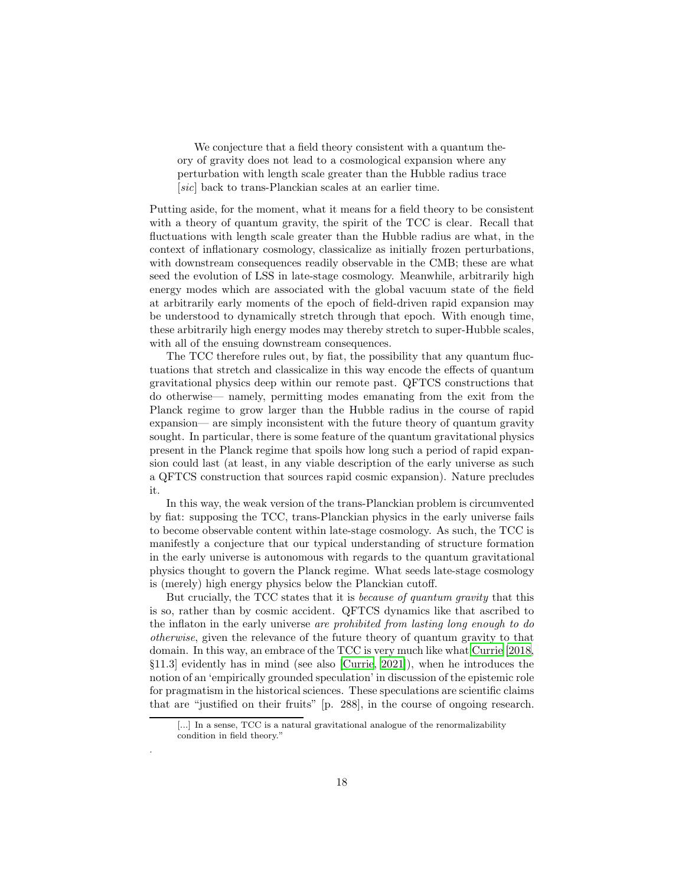> We conjecture that a field theory consistent with a quantum theory of gravity does not lead to a cosmological expansion where any perturbation with length scale greater than the Hubble radius trace [*sic*] back to trans-Planckian scales at an earlier time.

Putting aside, for the moment, what it means for a field theory to be consistent with a theory of quantum gravity, the spirit of the TCC is clear. Recall that fluctuations with length scale greater than the Hubble radius are what, in the context of inflationary cosmology, classicalize as initially frozen perturbations, with downstream consequences readily observable in the CMB; these are what seed the evolution of LSS in late-stage cosmology. Meanwhile, arbitrarily high energy modes which are associated with the global vacuum state of the field at arbitrarily early moments of the epoch of field-driven rapid expansion may be understood to dynamically stretch through that epoch. With enough time, these arbitrarily high energy modes may thereby stretch to super-Hubble scales, with all of the ensuing downstream consequences.

The TCC therefore rules out, by fiat, the possibility that any quantum fluctuations that stretch and classicalize in this way encode the effects of quantum gravitational physics deep within our remote past. QFTCS constructions that do otherwise— namely, permitting modes emanating from the exit from the Planck regime to grow larger than the Hubble radius in the course of rapid expansion— are simply inconsistent with the future theory of quantum gravity sought. In particular, there is some feature of the quantum gravitational physics present in the Planck regime that spoils how long such a period of rapid expansion could last (at least, in any viable description of the early universe as such a QFTCS construction that sources rapid cosmic expansion). Nature precludes it.

In this way, the weak version of the trans-Planckian problem is circumvented by fiat: supposing the TCC, trans-Planckian physics in the early universe fails to become observable content within late-stage cosmology. As such, the TCC is manifestly a conjecture that our typical understanding of structure formation in the early universe is autonomous with regards to the quantum gravitational physics thought to govern the Planck regime. What seeds late-stage cosmology is (merely) high energy physics below the Planckian cutoff.

But crucially, the TCC states that it is *because of quantum gravity* that this is so, rather than by cosmic accident. QFTCS dynamics like that ascribed to the inflaton in the early universe *are prohibited from lasting long enough to do otherwise*, given the relevance of the future theory of quantum gravity to that domain. In this way, an embrace of the TCC is very much like what Currie [2018, §11.3] evidently has in mind (see also [Currie, 2021]), when he introduces the notion of an 'empirically grounded speculation' in discussion of the epistemic role for pragmatism in the historical sciences. These speculations are scientific claims that are "justified on their fruits" [p. 288], in the course of ongoing research.

---

[...] In a sense, TCC is a natural gravitational analogue of the renormalizability condition in field theory."

.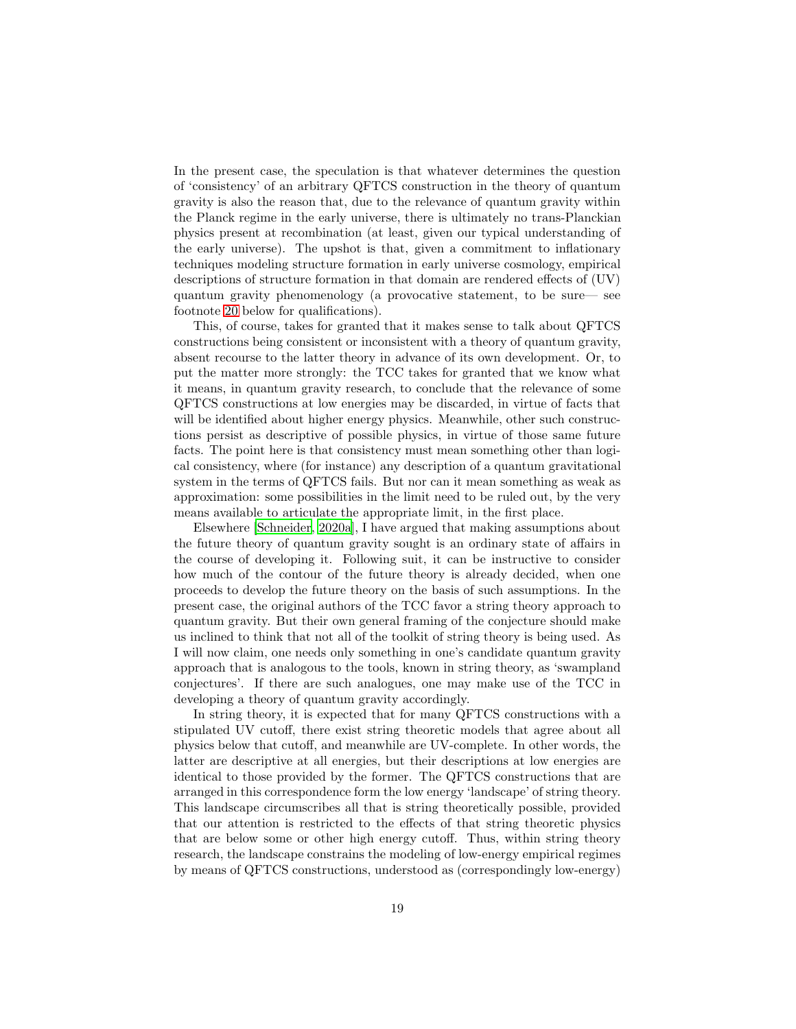In the present case, the speculation is that whatever determines the question of 'consistency' of an arbitrary QFTCS construction in the theory of quantum gravity is also the reason that, due to the relevance of quantum gravity within the Planck regime in the early universe, there is ultimately no trans-Planckian physics present at recombination (at least, given our typical understanding of the early universe). The upshot is that, given a commitment to inflationary techniques modeling structure formation in early universe cosmology, empirical descriptions of structure formation in that domain are rendered effects of (UV) quantum gravity phenomenology (a provocative statement, to be sure— see footnote 20 below for qualifications).

This, of course, takes for granted that it makes sense to talk about QFTCS constructions being consistent or inconsistent with a theory of quantum gravity, absent recourse to the latter theory in advance of its own development. Or, to put the matter more strongly: the TCC takes for granted that we know what it means, in quantum gravity research, to conclude that the relevance of some QFTCS constructions at low energies may be discarded, in virtue of facts that will be identified about higher energy physics. Meanwhile, other such constructions persist as descriptive of possible physics, in virtue of those same future facts. The point here is that consistency must mean something other than logical consistency, where (for instance) any description of a quantum gravitational system in the terms of QFTCS fails. But nor can it mean something as weak as approximation: some possibilities in the limit need to be ruled out, by the very means available to articulate the appropriate limit, in the first place.

Elsewhere [Schneider, 2020a], I have argued that making assumptions about the future theory of quantum gravity sought is an ordinary state of affairs in the course of developing it. Following suit, it can be instructive to consider how much of the contour of the future theory is already decided, when one proceeds to develop the future theory on the basis of such assumptions. In the present case, the original authors of the TCC favor a string theory approach to quantum gravity. But their own general framing of the conjecture should make us inclined to think that not all of the toolkit of string theory is being used. As I will now claim, one needs only something in one's candidate quantum gravity approach that is analogous to the tools, known in string theory, as 'swampland conjectures'. If there are such analogues, one may make use of the TCC in developing a theory of quantum gravity accordingly.

In string theory, it is expected that for many QFTCS constructions with a stipulated UV cutoff, there exist string theoretic models that agree about all physics below that cutoff, and meanwhile are UV-complete. In other words, the latter are descriptive at all energies, but their descriptions at low energies are identical to those provided by the former. The QFTCS constructions that are arranged in this correspondence form the low energy 'landscape' of string theory. This landscape circumscribes all that is string theoretically possible, provided that our attention is restricted to the effects of that string theoretic physics that are below some or other high energy cutoff. Thus, within string theory research, the landscape constrains the modeling of low-energy empirical regimes by means of QFTCS constructions, understood as (correspondingly low-energy)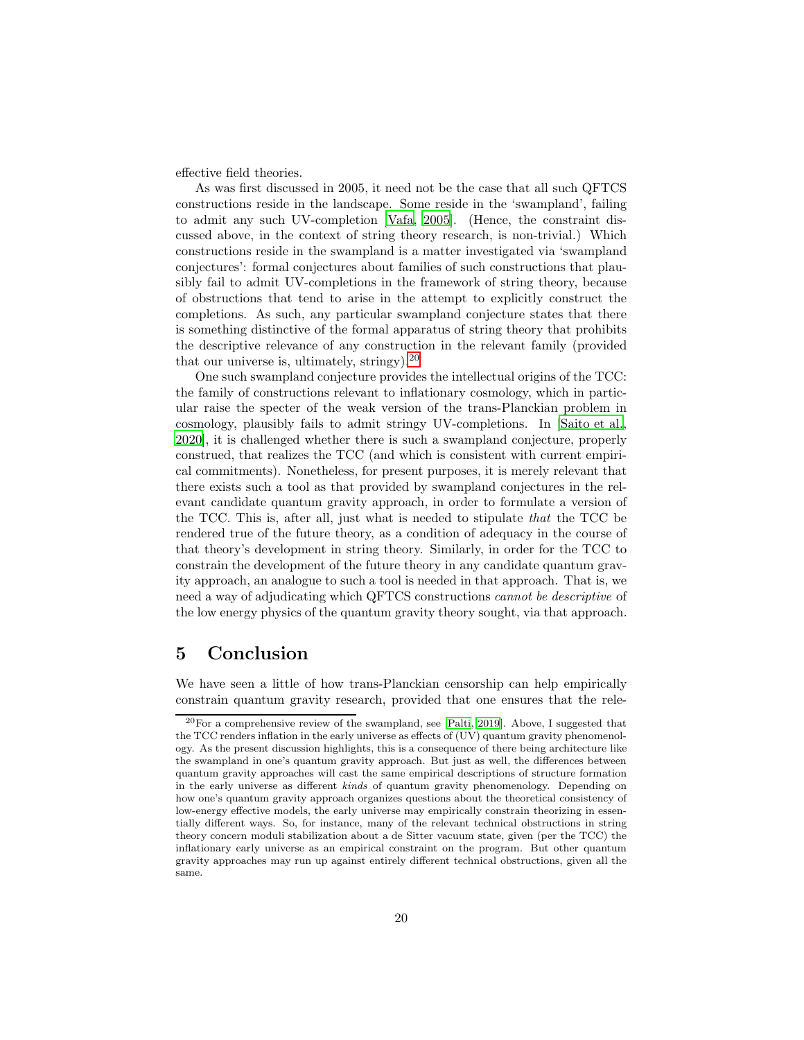effective field theories.

As was first discussed in 2005, it need not be the case that all such QFTCS constructions reside in the landscape. Some reside in the 'swampland', failing to admit any such UV-completion [Vafa, 2005]. (Hence, the constraint discussed above, in the context of string theory research, is non-trivial.) Which constructions reside in the swampland is a matter investigated via 'swampland conjectures': formal conjectures about families of such constructions that plausibly fail to admit UV-completions in the framework of string theory, because of obstructions that tend to arise in the attempt to explicitly construct the completions. As such, any particular swampland conjecture states that there is something distinctive of the formal apparatus of string theory that prohibits the descriptive relevance of any construction in the relevant family (provided that our universe is, ultimately, stringy).[20]

One such swampland conjecture provides the intellectual origins of the TCC: the family of constructions relevant to inflationary cosmology, which in particular raise the specter of the weak version of the trans-Planckian problem in cosmology, plausibly fails to admit stringy UV-completions. In [Saito et al., 2020], it is challenged whether there is such a swampland conjecture, properly construed, that realizes the TCC (and which is consistent with current empirical commitments). Nonetheless, for present purposes, it is merely relevant that there exists such a tool as that provided by swampland conjectures in the relevant candidate quantum gravity approach, in order to formulate a version of the TCC. This is, after all, just what is needed to stipulate *that* the TCC be rendered true of the future theory, as a condition of adequacy in the course of that theory's development in string theory. Similarly, in order for the TCC to constrain the development of the future theory in any candidate quantum gravity approach, an analogue to such a tool is needed in that approach. That is, we need a way of adjudicating which QFTCS constructions *cannot be descriptive* of the low energy physics of the quantum gravity theory sought, via that approach.

# 5 Conclusion

We have seen a little of how trans-Planckian censorship can help empirically constrain quantum gravity research, provided that one ensures that the rele-

[20] For a comprehensive review of the swampland, see [Palti, 2019]. Above, I suggested that the TCC renders inflation in the early universe as effects of (UV) quantum gravity phenomenology. As the present discussion highlights, this is a consequence of there being architecture like the swampland in one's quantum gravity approach. But just as well, the differences between quantum gravity approaches will cast the same empirical descriptions of structure formation in the early universe as different *kinds* of quantum gravity phenomenology. Depending on how one's quantum gravity approach organizes questions about the theoretical consistency of low-energy effective models, the early universe may empirically constrain theorizing in essentially different ways. So, for instance, many of the relevant technical obstructions in string theory concern moduli stabilization about a de Sitter vacuum state, given (per the TCC) the inflationary early universe as an empirical constraint on the program. But other quantum gravity approaches may run up against entirely different technical obstructions, given all the same.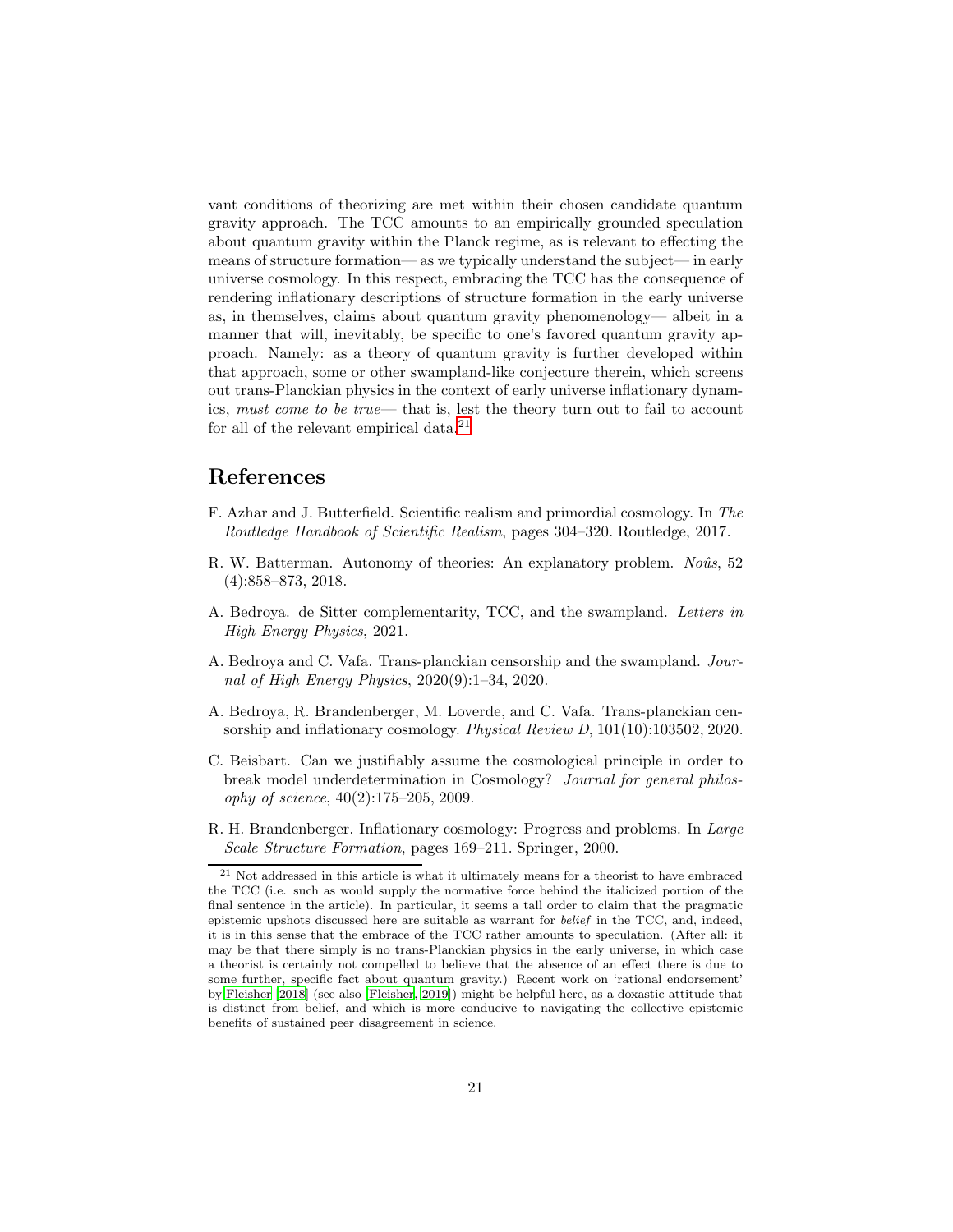vant conditions of theorizing are met within their chosen candidate quantum gravity approach. The TCC amounts to an empirically grounded speculation about quantum gravity within the Planck regime, as is relevant to effecting the means of structure formation— as we typically understand the subject— in early universe cosmology. In this respect, embracing the TCC has the consequence of rendering inflationary descriptions of structure formation in the early universe as, in themselves, claims about quantum gravity phenomenology— albeit in a manner that will, inevitably, be specific to one's favored quantum gravity approach. Namely: as a theory of quantum gravity is further developed within that approach, some or other swampland-like conjecture therein, which screens out trans-Planckian physics in the context of early universe inflationary dynamics, *must come to be true*— that is, lest the theory turn out to fail to account for all of the relevant empirical data.[21]

## References

F. Azhar and J. Butterfield. Scientific realism and primordial cosmology. In *The Routledge Handbook of Scientific Realism*, pages 304–320. Routledge, 2017.

R. W. Batterman. Autonomy of theories: An explanatory problem. *Noûs*, 52 (4):858–873, 2018.

A. Bedroya. de Sitter complementarity, TCC, and the swampland. *Letters in High Energy Physics*, 2021.

A. Bedroya and C. Vafa. Trans-planckian censorship and the swampland. *Journal of High Energy Physics*, 2020(9):1–34, 2020.

A. Bedroya, R. Brandenberger, M. Loverde, and C. Vafa. Trans-planckian censorship and inflationary cosmology. *Physical Review D*, 101(10):103502, 2020.

C. Beisbart. Can we justifiably assume the cosmological principle in order to break model underdetermination in Cosmology? *Journal for general philosophy of science*, 40(2):175–205, 2009.

R. H. Brandenberger. Inflationary cosmology: Progress and problems. In *Large Scale Structure Formation*, pages 169–211. Springer, 2000.

---

[21] Not addressed in this article is what it ultimately means for a theorist to have embraced the TCC (i.e. such as would supply the normative force behind the italicized portion of the final sentence in the article). In particular, it seems a tall order to claim that the pragmatic epistemic upshots discussed here are suitable as warrant for *belief* in the TCC, and, indeed, it is in this sense that the embrace of the TCC rather amounts to speculation. (After all: it may be that there simply is no trans-Planckian physics in the early universe, in which case a theorist is certainly not compelled to believe that the absence of an effect there is due to some further, specific fact about quantum gravity.) Recent work on 'rational endorsement' by Fleisher [2018] (see also [Fleisher, 2019]) might be helpful here, as a doxastic attitude that is distinct from belief, and which is more conducive to navigating the collective epistemic benefits of sustained peer disagreement in science.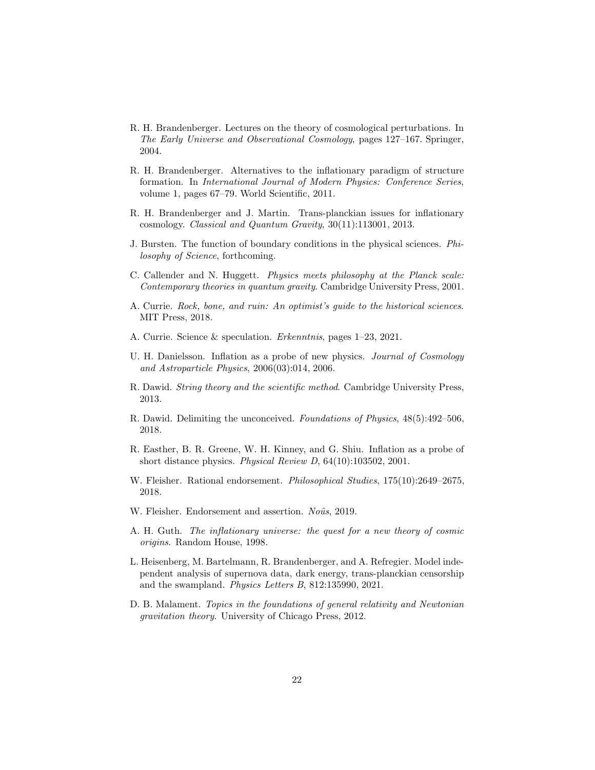R. H. Brandenberger. Lectures on the theory of cosmological perturbations. In *The Early Universe and Observational Cosmology*, pages 127–167. Springer, 2004.

R. H. Brandenberger. Alternatives to the inflationary paradigm of structure formation. In *International Journal of Modern Physics: Conference Series*, volume 1, pages 67–79. World Scientific, 2011.

R. H. Brandenberger and J. Martin. Trans-planckian issues for inflationary cosmology. *Classical and Quantum Gravity*, 30(11):113001, 2013.

J. Bursten. The function of boundary conditions in the physical sciences. *Philosophy of Science*, forthcoming.

C. Callender and N. Huggett. *Physics meets philosophy at the Planck scale: Contemporary theories in quantum gravity*. Cambridge University Press, 2001.

A. Currie. *Rock, bone, and ruin: An optimist's guide to the historical sciences*. MIT Press, 2018.

A. Currie. Science & speculation. *Erkenntnis*, pages 1–23, 2021.

U. H. Danielsson. Inflation as a probe of new physics. *Journal of Cosmology and Astroparticle Physics*, 2006(03):014, 2006.

R. Dawid. *String theory and the scientific method*. Cambridge University Press, 2013.

R. Dawid. Delimiting the unconceived. *Foundations of Physics*, 48(5):492–506, 2018.

R. Easther, B. R. Greene, W. H. Kinney, and G. Shiu. Inflation as a probe of short distance physics. *Physical Review D*, 64(10):103502, 2001.

W. Fleisher. Rational endorsement. *Philosophical Studies*, 175(10):2649–2675, 2018.

W. Fleisher. Endorsement and assertion. *Noûs*, 2019.

A. H. Guth. *The inflationary universe: the quest for a new theory of cosmic origins*. Random House, 1998.

L. Heisenberg, M. Bartelmann, R. Brandenberger, and A. Refregier. Model independent analysis of supernova data, dark energy, trans-planckian censorship and the swampland. *Physics Letters B*, 812:135990, 2021.

D. B. Malament. *Topics in the foundations of general relativity and Newtonian gravitation theory*. University of Chicago Press, 2012.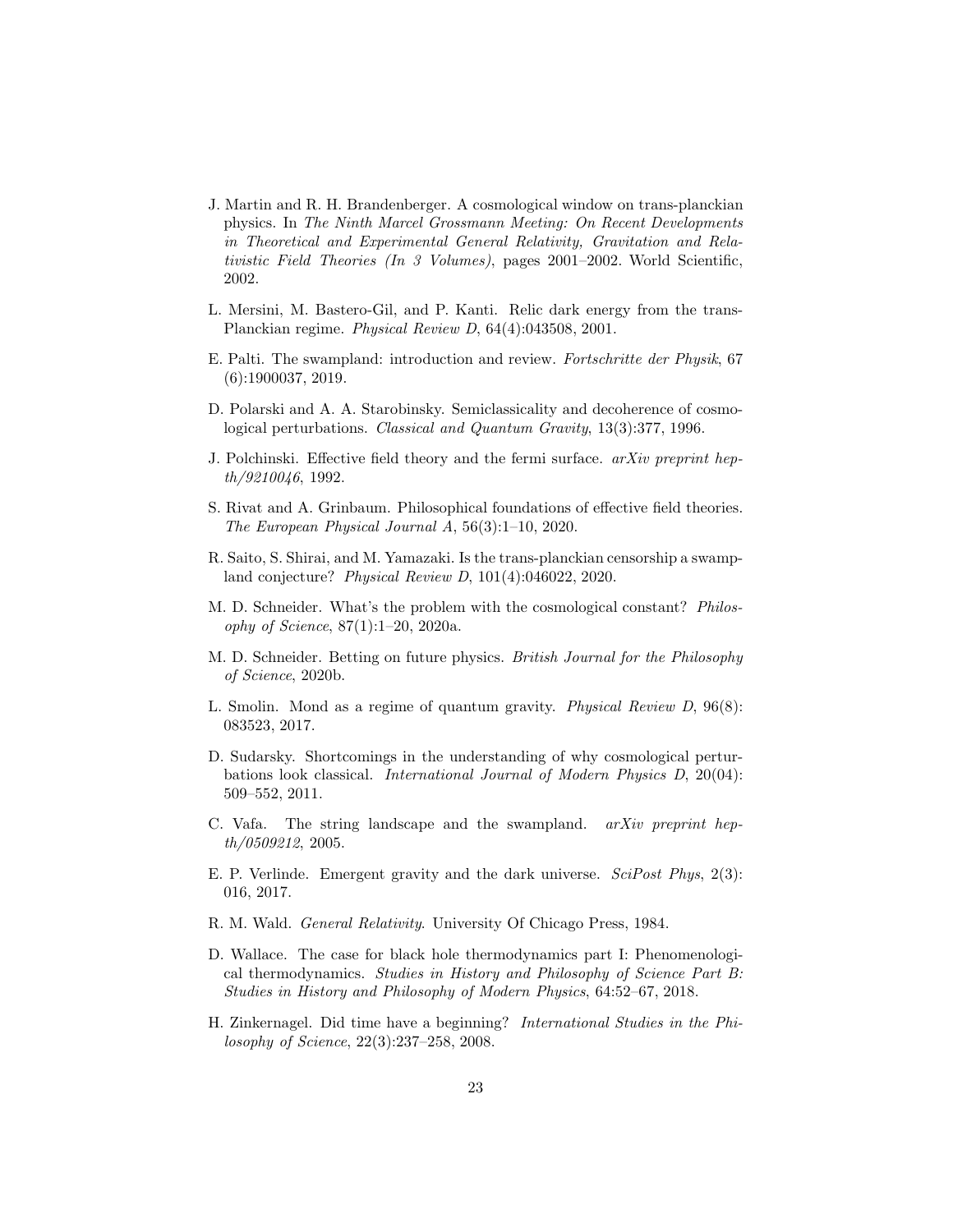J. Martin and R. H. Brandenberger. A cosmological window on trans-planckian physics. In *The Ninth Marcel Grossmann Meeting: On Recent Developments in Theoretical and Experimental General Relativity, Gravitation and Relativistic Field Theories (In 3 Volumes)*, pages 2001–2002. World Scientific, 2002.

L. Mersini, M. Bastero-Gil, and P. Kanti. Relic dark energy from the trans-Planckian regime. *Physical Review D*, 64(4):043508, 2001.

E. Palti. The swampland: introduction and review. *Fortschritte der Physik*, 67 (6):1900037, 2019.

D. Polarski and A. A. Starobinsky. Semiclassicality and decoherence of cosmological perturbations. *Classical and Quantum Gravity*, 13(3):377, 1996.

J. Polchinski. Effective field theory and the fermi surface. *arXiv preprint hep-th/9210046*, 1992.

S. Rivat and A. Grinbaum. Philosophical foundations of effective field theories. *The European Physical Journal A*, 56(3):1–10, 2020.

R. Saito, S. Shirai, and M. Yamazaki. Is the trans-planckian censorship a swampland conjecture? *Physical Review D*, 101(4):046022, 2020.

M. D. Schneider. What's the problem with the cosmological constant? *Philosophy of Science*, 87(1):1–20, 2020a.

M. D. Schneider. Betting on future physics. *British Journal for the Philosophy of Science*, 2020b.

L. Smolin. Mond as a regime of quantum gravity. *Physical Review D*, 96(8): 083523, 2017.

D. Sudarsky. Shortcomings in the understanding of why cosmological perturbations look classical. *International Journal of Modern Physics D*, 20(04): 509–552, 2011.

C. Vafa. The string landscape and the swampland. *arXiv preprint hep-th/0509212*, 2005.

E. P. Verlinde. Emergent gravity and the dark universe. *SciPost Phys*, 2(3): 016, 2017.

R. M. Wald. *General Relativity*. University Of Chicago Press, 1984.

D. Wallace. The case for black hole thermodynamics part I: Phenomenological thermodynamics. *Studies in History and Philosophy of Science Part B: Studies in History and Philosophy of Modern Physics*, 64:52–67, 2018.

H. Zinkernagel. Did time have a beginning? *International Studies in the Philosophy of Science*, 22(3):237–258, 2008.